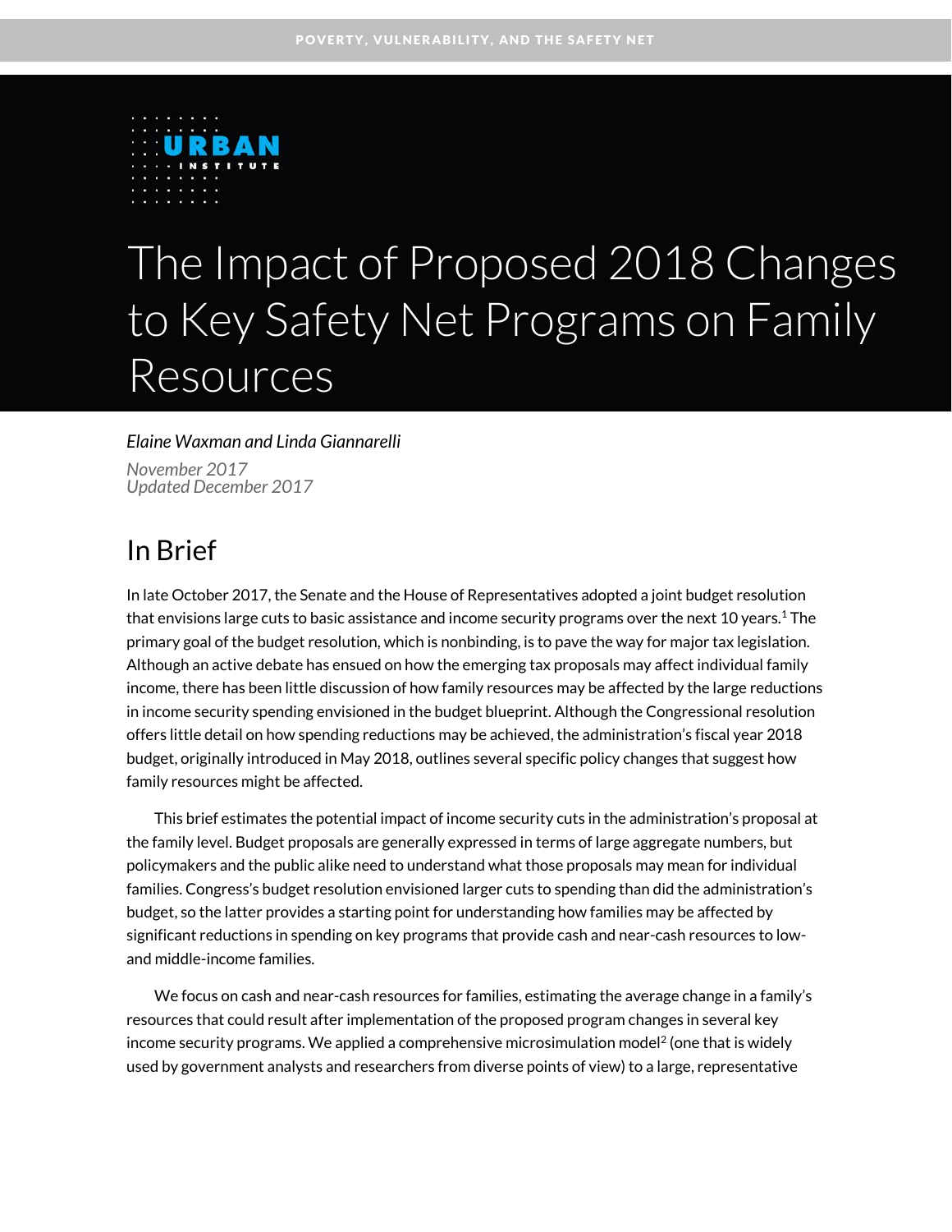POVERTY, VULNERABILITY, AND THE SAFETY NET

URBAN INSTITUTE

# The Impact of Proposed 2018 Changes to Key Safety Net Programs on Family Resources

*Elaine Waxman and Linda Giannarelli*

*November 2017*
*Updated December 2017*

## In Brief

In late October 2017, the Senate and the House of Representatives adopted a joint budget resolution that envisions large cuts to basic assistance and income security programs over the next 10 years.[1] The primary goal of the budget resolution, which is nonbinding, is to pave the way for major tax legislation. Although an active debate has ensued on how the emerging tax proposals may affect individual family income, there has been little discussion of how family resources may be affected by the large reductions in income security spending envisioned in the budget blueprint. Although the Congressional resolution offers little detail on how spending reductions may be achieved, the administration's fiscal year 2018 budget, originally introduced in May 2018, outlines several specific policy changes that suggest how family resources might be affected.

This brief estimates the potential impact of income security cuts in the administration's proposal at the family level. Budget proposals are generally expressed in terms of large aggregate numbers, but policymakers and the public alike need to understand what those proposals may mean for individual families. Congress's budget resolution envisioned larger cuts to spending than did the administration's budget, so the latter provides a starting point for understanding how families may be affected by significant reductions in spending on key programs that provide cash and near-cash resources to low- and middle-income families.

We focus on cash and near-cash resources for families, estimating the average change in a family's resources that could result after implementation of the proposed program changes in several key income security programs. We applied a comprehensive microsimulation model[2] (one that is widely used by government analysts and researchers from diverse points of view) to a large, representative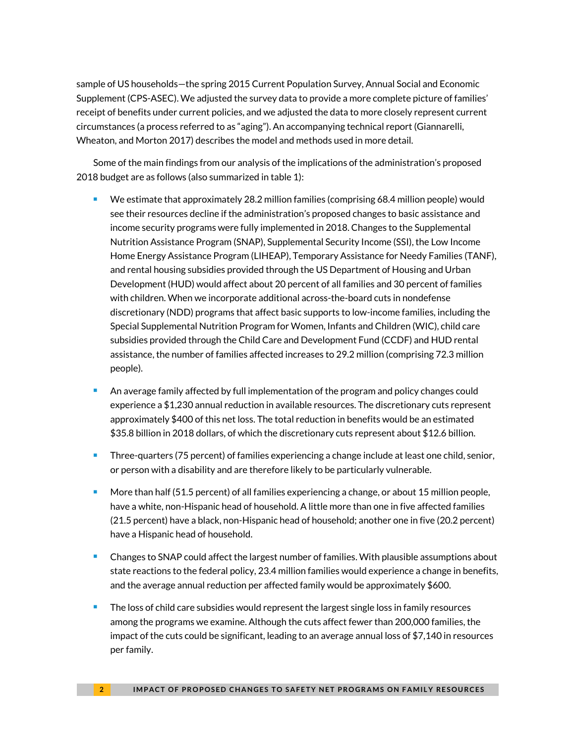sample of US households—the spring 2015 Current Population Survey, Annual Social and Economic Supplement (CPS-ASEC). We adjusted the survey data to provide a more complete picture of families' receipt of benefits under current policies, and we adjusted the data to more closely represent current circumstances (a process referred to as "aging"). An accompanying technical report (Giannarelli, Wheaton, and Morton 2017) describes the model and methods used in more detail.

Some of the main findings from our analysis of the implications of the administration's proposed 2018 budget are as follows (also summarized in table 1):

- We estimate that approximately 28.2 million families (comprising 68.4 million people) would see their resources decline if the administration's proposed changes to basic assistance and income security programs were fully implemented in 2018. Changes to the Supplemental Nutrition Assistance Program (SNAP), Supplemental Security Income (SSI), the Low Income Home Energy Assistance Program (LIHEAP), Temporary Assistance for Needy Families (TANF), and rental housing subsidies provided through the US Department of Housing and Urban Development (HUD) would affect about 20 percent of all families and 30 percent of families with children. When we incorporate additional across-the-board cuts in nondefense discretionary (NDD) programs that affect basic supports to low-income families, including the Special Supplemental Nutrition Program for Women, Infants and Children (WIC), child care subsidies provided through the Child Care and Development Fund (CCDF) and HUD rental assistance, the number of families affected increases to 29.2 million (comprising 72.3 million people).
- An average family affected by full implementation of the program and policy changes could experience a $1,230 annual reduction in available resources. The discretionary cuts represent approximately $400 of this net loss. The total reduction in benefits would be an estimated $35.8 billion in 2018 dollars, of which the discretionary cuts represent about $12.6 billion.
- Three-quarters (75 percent) of families experiencing a change include at least one child, senior, or person with a disability and are therefore likely to be particularly vulnerable.
- More than half (51.5 percent) of all families experiencing a change, or about 15 million people, have a white, non-Hispanic head of household. A little more than one in five affected families (21.5 percent) have a black, non-Hispanic head of household; another one in five (20.2 percent) have a Hispanic head of household.
- Changes to SNAP could affect the largest number of families. With plausible assumptions about state reactions to the federal policy, 23.4 million families would experience a change in benefits, and the average annual reduction per affected family would be approximately $600.
- The loss of child care subsidies would represent the largest single loss in family resources among the programs we examine. Although the cuts affect fewer than 200,000 families, the impact of the cuts could be significant, leading to an average annual loss of $7,140 in resources per family.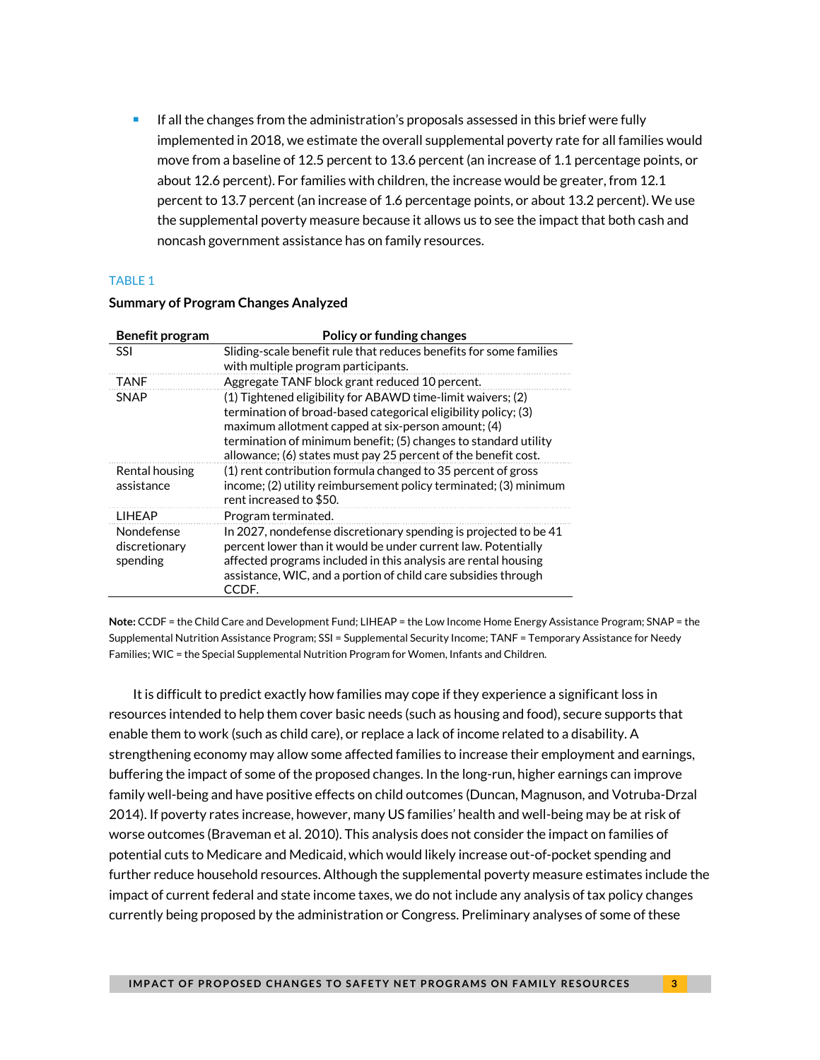- If all the changes from the administration's proposals assessed in this brief were fully implemented in 2018, we estimate the overall supplemental poverty rate for all families would move from a baseline of 12.5 percent to 13.6 percent (an increase of 1.1 percentage points, or about 12.6 percent). For families with children, the increase would be greater, from 12.1 percent to 13.7 percent (an increase of 1.6 percentage points, or about 13.2 percent). We use the supplemental poverty measure because it allows us to see the impact that both cash and noncash government assistance has on family resources.

TABLE 1

**Summary of Program Changes Analyzed**

| Benefit program | Policy or funding changes |
|---|---|
| SSI | Sliding-scale benefit rule that reduces benefits for some families with multiple program participants. |
| TANF | Aggregate TANF block grant reduced 10 percent. |
| SNAP | (1) Tightened eligibility for ABAWD time-limit waivers; (2) termination of broad-based categorical eligibility policy; (3) maximum allotment capped at six-person amount; (4) termination of minimum benefit; (5) changes to standard utility allowance; (6) states must pay 25 percent of the benefit cost. |
| Rental housing assistance | (1) rent contribution formula changed to 35 percent of gross income; (2) utility reimbursement policy terminated; (3) minimum rent increased to $50. |
| LIHEAP | Program terminated. |
| Nondefense discretionary spending | In 2027, nondefense discretionary spending is projected to be 41 percent lower than it would be under current law. Potentially affected programs included in this analysis are rental housing assistance, WIC, and a portion of child care subsidies through CCDF. |

**Note:** CCDF = the Child Care and Development Fund; LIHEAP = the Low Income Home Energy Assistance Program; SNAP = the Supplemental Nutrition Assistance Program; SSI = Supplemental Security Income; TANF = Temporary Assistance for Needy Families; WIC = the Special Supplemental Nutrition Program for Women, Infants and Children.

It is difficult to predict exactly how families may cope if they experience a significant loss in resources intended to help them cover basic needs (such as housing and food), secure supports that enable them to work (such as child care), or replace a lack of income related to a disability. A strengthening economy may allow some affected families to increase their employment and earnings, buffering the impact of some of the proposed changes. In the long-run, higher earnings can improve family well-being and have positive effects on child outcomes (Duncan, Magnuson, and Votruba-Drzal 2014). If poverty rates increase, however, many US families' health and well-being may be at risk of worse outcomes (Braveman et al. 2010). This analysis does not consider the impact on families of potential cuts to Medicare and Medicaid, which would likely increase out-of-pocket spending and further reduce household resources. Although the supplemental poverty measure estimates include the impact of current federal and state income taxes, we do not include any analysis of tax policy changes currently being proposed by the administration or Congress. Preliminary analyses of some of these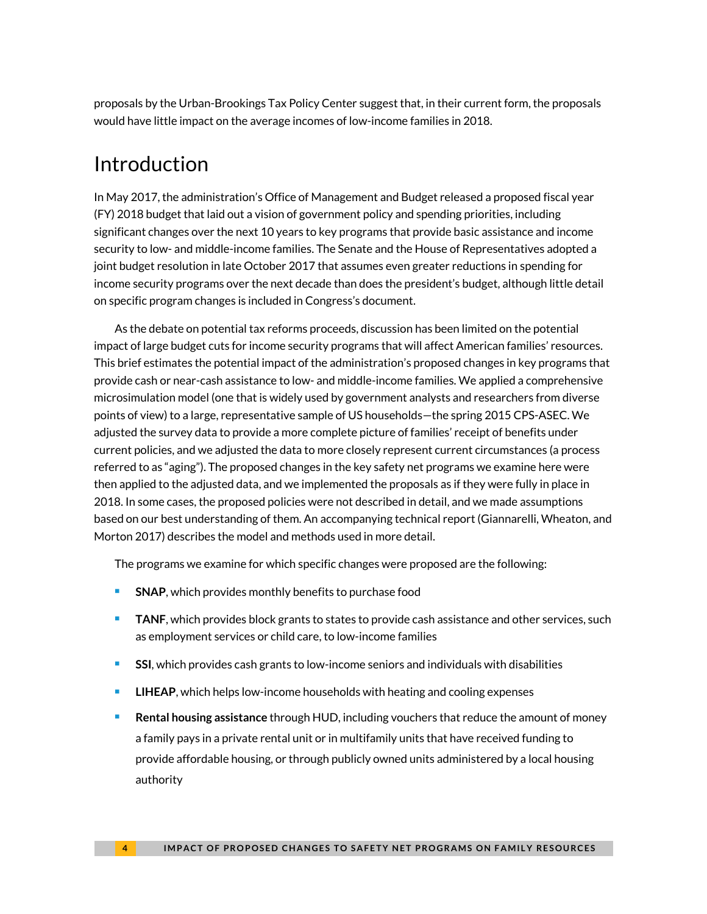proposals by the Urban-Brookings Tax Policy Center suggest that, in their current form, the proposals would have little impact on the average incomes of low-income families in 2018.

## Introduction

In May 2017, the administration's Office of Management and Budget released a proposed fiscal year (FY) 2018 budget that laid out a vision of government policy and spending priorities, including significant changes over the next 10 years to key programs that provide basic assistance and income security to low- and middle-income families. The Senate and the House of Representatives adopted a joint budget resolution in late October 2017 that assumes even greater reductions in spending for income security programs over the next decade than does the president's budget, although little detail on specific program changes is included in Congress's document.

As the debate on potential tax reforms proceeds, discussion has been limited on the potential impact of large budget cuts for income security programs that will affect American families' resources. This brief estimates the potential impact of the administration's proposed changes in key programs that provide cash or near-cash assistance to low- and middle-income families. We applied a comprehensive microsimulation model (one that is widely used by government analysts and researchers from diverse points of view) to a large, representative sample of US households—the spring 2015 CPS-ASEC. We adjusted the survey data to provide a more complete picture of families' receipt of benefits under current policies, and we adjusted the data to more closely represent current circumstances (a process referred to as "aging"). The proposed changes in the key safety net programs we examine here were then applied to the adjusted data, and we implemented the proposals as if they were fully in place in 2018. In some cases, the proposed policies were not described in detail, and we made assumptions based on our best understanding of them. An accompanying technical report (Giannarelli, Wheaton, and Morton 2017) describes the model and methods used in more detail.

The programs we examine for which specific changes were proposed are the following:

- **SNAP**, which provides monthly benefits to purchase food
- **TANF**, which provides block grants to states to provide cash assistance and other services, such as employment services or child care, to low-income families
- **SSI**, which provides cash grants to low-income seniors and individuals with disabilities
- **LIHEAP**, which helps low-income households with heating and cooling expenses
- **Rental housing assistance** through HUD, including vouchers that reduce the amount of money a family pays in a private rental unit or in multifamily units that have received funding to provide affordable housing, or through publicly owned units administered by a local housing authority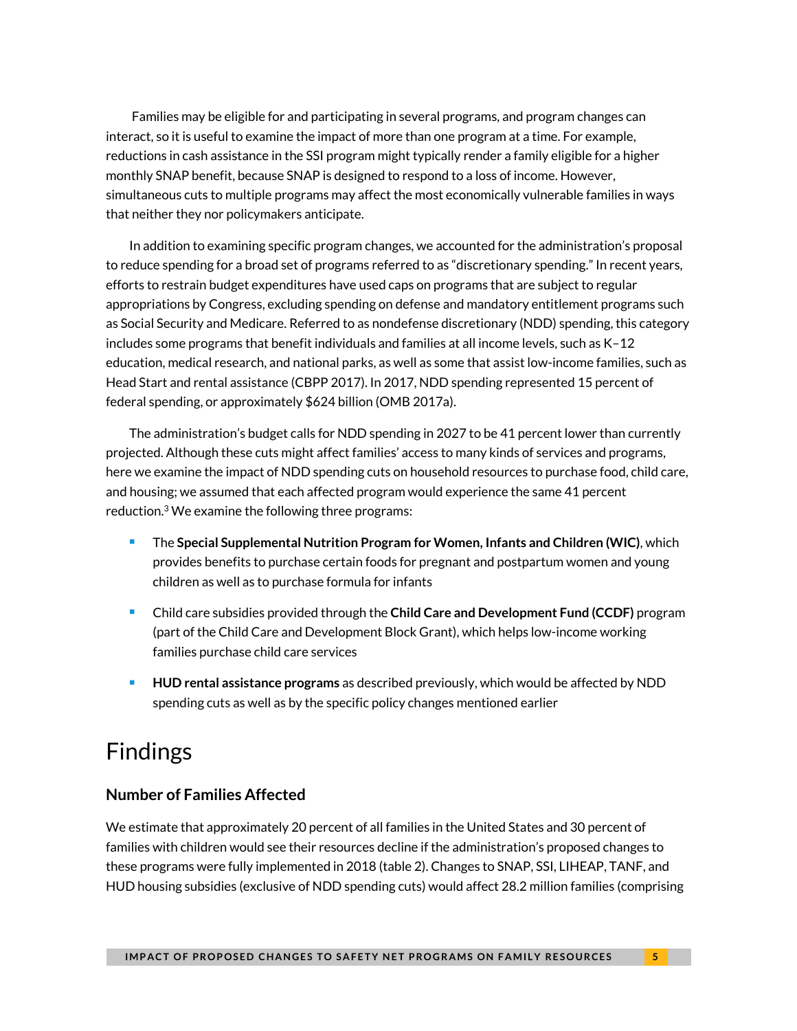Families may be eligible for and participating in several programs, and program changes can interact, so it is useful to examine the impact of more than one program at a time. For example, reductions in cash assistance in the SSI program might typically render a family eligible for a higher monthly SNAP benefit, because SNAP is designed to respond to a loss of income. However, simultaneous cuts to multiple programs may affect the most economically vulnerable families in ways that neither they nor policymakers anticipate.

In addition to examining specific program changes, we accounted for the administration's proposal to reduce spending for a broad set of programs referred to as "discretionary spending." In recent years, efforts to restrain budget expenditures have used caps on programs that are subject to regular appropriations by Congress, excluding spending on defense and mandatory entitlement programs such as Social Security and Medicare. Referred to as nondefense discretionary (NDD) spending, this category includes some programs that benefit individuals and families at all income levels, such as K–12 education, medical research, and national parks, as well as some that assist low-income families, such as Head Start and rental assistance (CBPP 2017). In 2017, NDD spending represented 15 percent of federal spending, or approximately $624 billion (OMB 2017a).

The administration's budget calls for NDD spending in 2027 to be 41 percent lower than currently projected. Although these cuts might affect families' access to many kinds of services and programs, here we examine the impact of NDD spending cuts on household resources to purchase food, child care, and housing; we assumed that each affected program would experience the same 41 percent reduction.[3] We examine the following three programs:

- The **Special Supplemental Nutrition Program for Women, Infants and Children (WIC)**, which provides benefits to purchase certain foods for pregnant and postpartum women and young children as well as to purchase formula for infants
- Child care subsidies provided through the **Child Care and Development Fund (CCDF)** program (part of the Child Care and Development Block Grant), which helps low-income working families purchase child care services
- **HUD rental assistance programs** as described previously, which would be affected by NDD spending cuts as well as by the specific policy changes mentioned earlier

# Findings

## Number of Families Affected

We estimate that approximately 20 percent of all families in the United States and 30 percent of families with children would see their resources decline if the administration's proposed changes to these programs were fully implemented in 2018 (table 2). Changes to SNAP, SSI, LIHEAP, TANF, and HUD housing subsidies (exclusive of NDD spending cuts) would affect 28.2 million families (comprising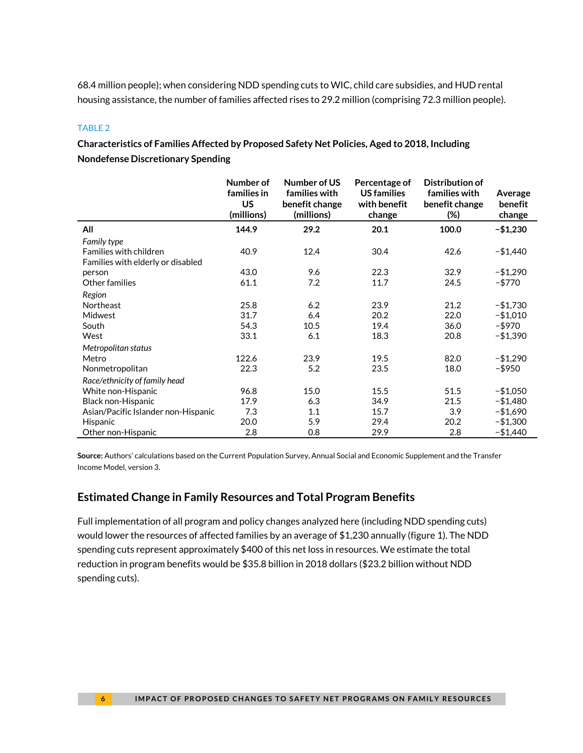68.4 million people); when considering NDD spending cuts to WIC, child care subsidies, and HUD rental housing assistance, the number of families affected rises to 29.2 million (comprising 72.3 million people).

TABLE 2

**Characteristics of Families Affected by Proposed Safety Net Policies, Aged to 2018, Including Nondefense Discretionary Spending**

| | Number of families in US (millions) | Number of US families with benefit change (millions) | Percentage of US families with benefit change | Distribution of families with benefit change (%) | Average benefit change |
|---|---|---|---|---|---|
| **All** | **144.9** | **29.2** | **20.1** | **100.0** | **−$1,230** |
| *Family type* | | | | | |
| Families with children | 40.9 | 12.4 | 30.4 | 42.6 | −$1,440 |
| Families with elderly or disabled person | 43.0 | 9.6 | 22.3 | 32.9 | −$1,290 |
| Other families | 61.1 | 7.2 | 11.7 | 24.5 | −$770 |
| *Region* | | | | | |
| Northeast | 25.8 | 6.2 | 23.9 | 21.2 | −$1,730 |
| Midwest | 31.7 | 6.4 | 20.2 | 22.0 | −$1,010 |
| South | 54.3 | 10.5 | 19.4 | 36.0 | −$970 |
| West | 33.1 | 6.1 | 18.3 | 20.8 | −$1,390 |
| *Metropolitan status* | | | | | |
| Metro | 122.6 | 23.9 | 19.5 | 82.0 | −$1,290 |
| Nonmetropolitan | 22.3 | 5.2 | 23.5 | 18.0 | −$950 |
| *Race/ethnicity of family head* | | | | | |
| White non-Hispanic | 96.8 | 15.0 | 15.5 | 51.5 | −$1,050 |
| Black non-Hispanic | 17.9 | 6.3 | 34.9 | 21.5 | −$1,480 |
| Asian/Pacific Islander non-Hispanic | 7.3 | 1.1 | 15.7 | 3.9 | −$1,690 |
| Hispanic | 20.0 | 5.9 | 29.4 | 20.2 | −$1,300 |
| Other non-Hispanic | 2.8 | 0.8 | 29.9 | 2.8 | −$1,440 |

**Source:** Authors' calculations based on the Current Population Survey, Annual Social and Economic Supplement and the Transfer Income Model, version 3.

## Estimated Change in Family Resources and Total Program Benefits

Full implementation of all program and policy changes analyzed here (including NDD spending cuts) would lower the resources of affected families by an average of $1,230 annually (figure 1). The NDD spending cuts represent approximately $400 of this net loss in resources. We estimate the total reduction in program benefits would be $35.8 billion in 2018 dollars ($23.2 billion without NDD spending cuts).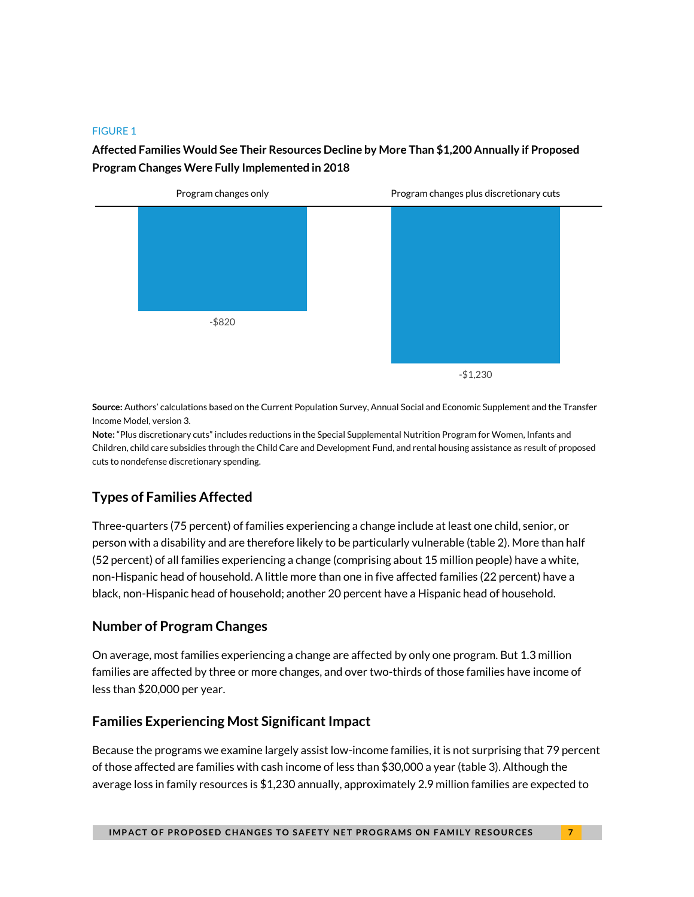FIGURE 1

**Affected Families Would See Their Resources Decline by More Than $1,200 Annually if Proposed Program Changes Were Fully Implemented in 2018**

| Program changes only | Program changes plus discretionary cuts |
| --- | --- |
| -$820 | -$1,230 |

**Source:** Authors' calculations based on the Current Population Survey, Annual Social and Economic Supplement and the Transfer Income Model, version 3.
**Note:** "Plus discretionary cuts" includes reductions in the Special Supplemental Nutrition Program for Women, Infants and Children, child care subsidies through the Child Care and Development Fund, and rental housing assistance as result of proposed cuts to nondefense discretionary spending.

## Types of Families Affected

Three-quarters (75 percent) of families experiencing a change include at least one child, senior, or person with a disability and are therefore likely to be particularly vulnerable (table 2). More than half (52 percent) of all families experiencing a change (comprising about 15 million people) have a white, non-Hispanic head of household. A little more than one in five affected families (22 percent) have a black, non-Hispanic head of household; another 20 percent have a Hispanic head of household.

## Number of Program Changes

On average, most families experiencing a change are affected by only one program. But 1.3 million families are affected by three or more changes, and over two-thirds of those families have income of less than $20,000 per year.

## Families Experiencing Most Significant Impact

Because the programs we examine largely assist low-income families, it is not surprising that 79 percent of those affected are families with cash income of less than $30,000 a year (table 3). Although the average loss in family resources is $1,230 annually, approximately 2.9 million families are expected to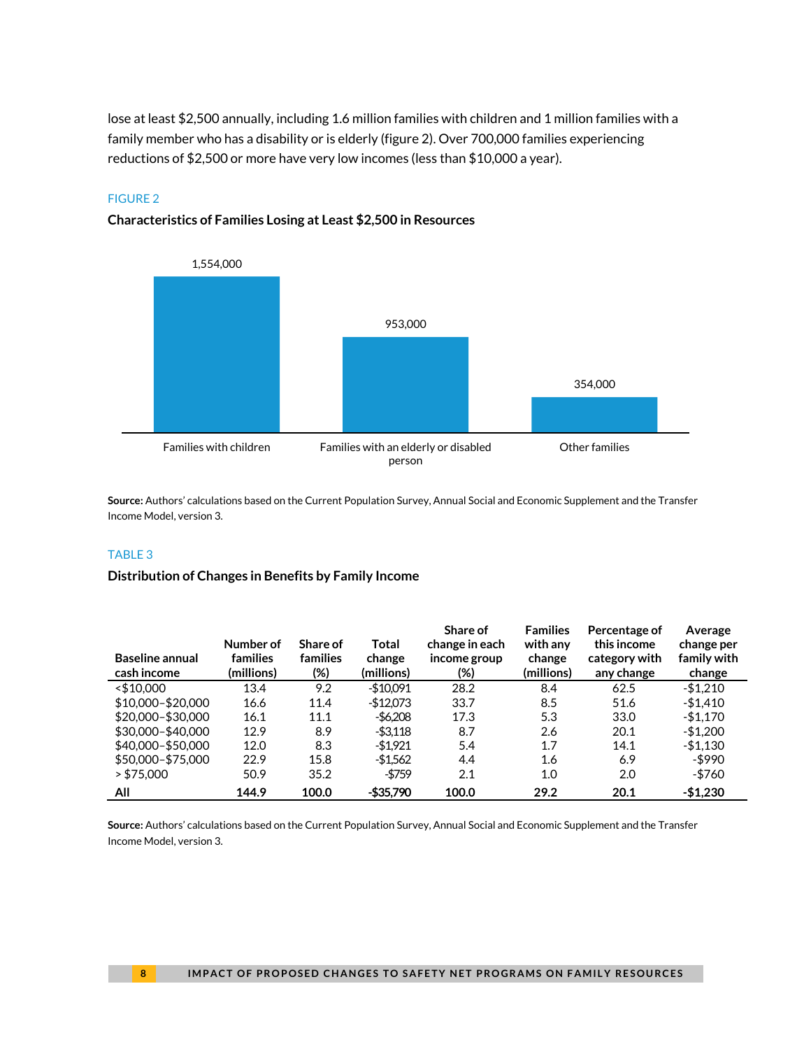lose at least $2,500 annually, including 1.6 million families with children and 1 million families with a family member who has a disability or is elderly (figure 2). Over 700,000 families experiencing reductions of $2,500 or more have very low incomes (less than $10,000 a year).

FIGURE 2

**Characteristics of Families Losing at Least $2,500 in Resources**

| Category | Families |
|---|---|
| Families with children | 1,554,000 |
| Families with an elderly or disabled person | 953,000 |
| Other families | 354,000 |

**Source:** Authors' calculations based on the Current Population Survey, Annual Social and Economic Supplement and the Transfer Income Model, version 3.

TABLE 3

**Distribution of Changes in Benefits by Family Income**

| Baseline annual cash income | Number of families (millions) | Share of families (%) | Total change (millions) | Share of change in each income group (%) | Families with any change (millions) | Percentage of this income category with any change | Average change per family with change |
|---|---|---|---|---|---|---|---|
| <$10,000 | 13.4 | 9.2 | -$10,091 | 28.2 | 8.4 | 62.5 | -$1,210 |
| $10,000–$20,000 | 16.6 | 11.4 | -$12,073 | 33.7 | 8.5 | 51.6 | -$1,410 |
| $20,000–$30,000 | 16.1 | 11.1 | -$6,208 | 17.3 | 5.3 | 33.0 | -$1,170 |
| $30,000–$40,000 | 12.9 | 8.9 | -$3,118 | 8.7 | 2.6 | 20.1 | -$1,200 |
| $40,000–$50,000 | 12.0 | 8.3 | -$1,921 | 5.4 | 1.7 | 14.1 | -$1,130 |
| $50,000–$75,000 | 22.9 | 15.8 | -$1,562 | 4.4 | 1.6 | 6.9 | -$990 |
| > $75,000 | 50.9 | 35.2 | -$759 | 2.1 | 1.0 | 2.0 | -$760 |
| **All** | **144.9** | **100.0** | **-$35,790** | **100.0** | **29.2** | **20.1** | **-$1,230** |

**Source:** Authors' calculations based on the Current Population Survey, Annual Social and Economic Supplement and the Transfer Income Model, version 3.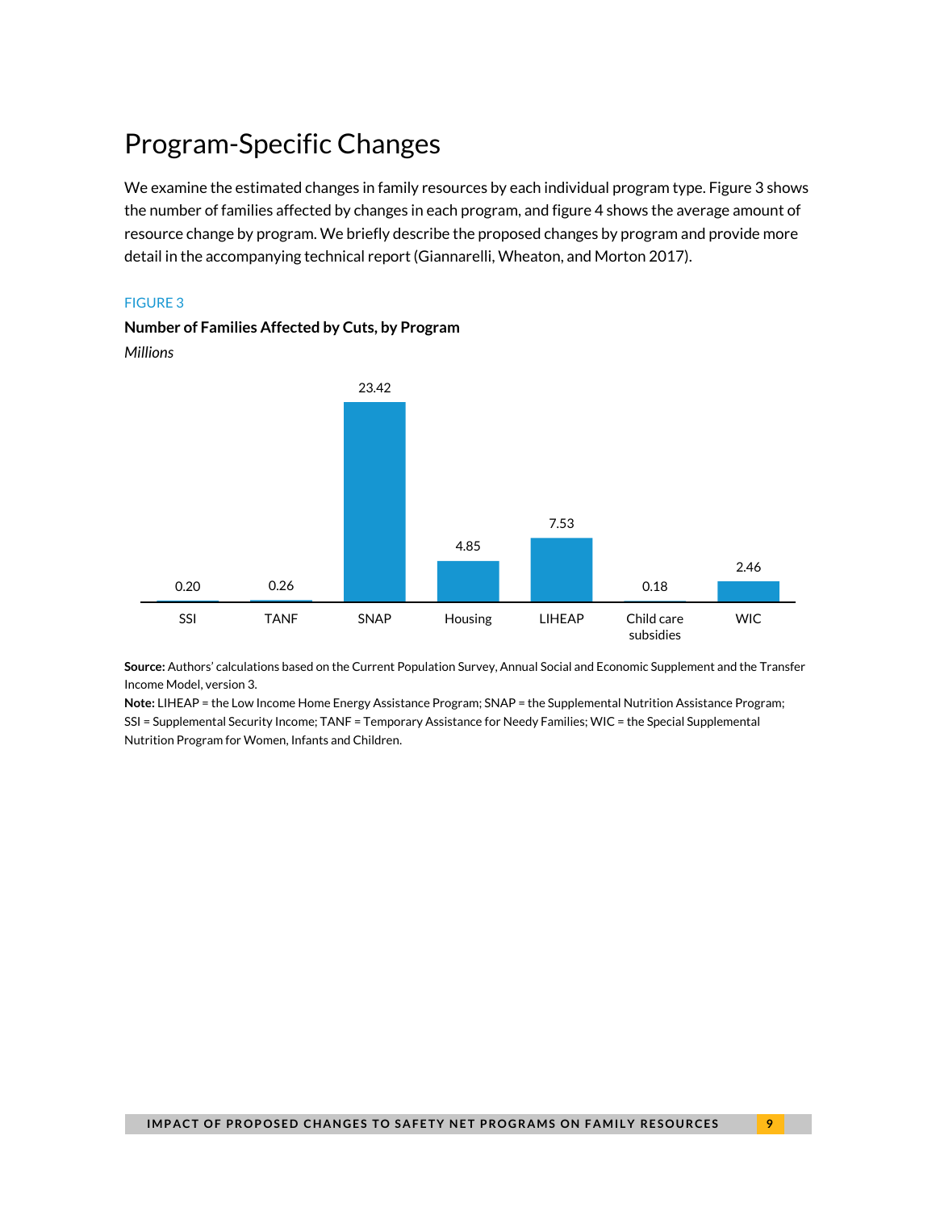## Program-Specific Changes

We examine the estimated changes in family resources by each individual program type. Figure 3 shows the number of families affected by changes in each program, and figure 4 shows the average amount of resource change by program. We briefly describe the proposed changes by program and provide more detail in the accompanying technical report (Giannarelli, Wheaton, and Morton 2017).

FIGURE 3

**Number of Families Affected by Cuts, by Program**

*Millions*

| Program | Families affected (millions) |
|---|---|
| SSI | 0.20 |
| TANF | 0.26 |
| SNAP | 23.42 |
| Housing | 4.85 |
| LIHEAP | 7.53 |
| Child care subsidies | 0.18 |
| WIC | 2.46 |

**Source:** Authors' calculations based on the Current Population Survey, Annual Social and Economic Supplement and the Transfer Income Model, version 3.

**Note:** LIHEAP = the Low Income Home Energy Assistance Program; SNAP = the Supplemental Nutrition Assistance Program; SSI = Supplemental Security Income; TANF = Temporary Assistance for Needy Families; WIC = the Special Supplemental Nutrition Program for Women, Infants and Children.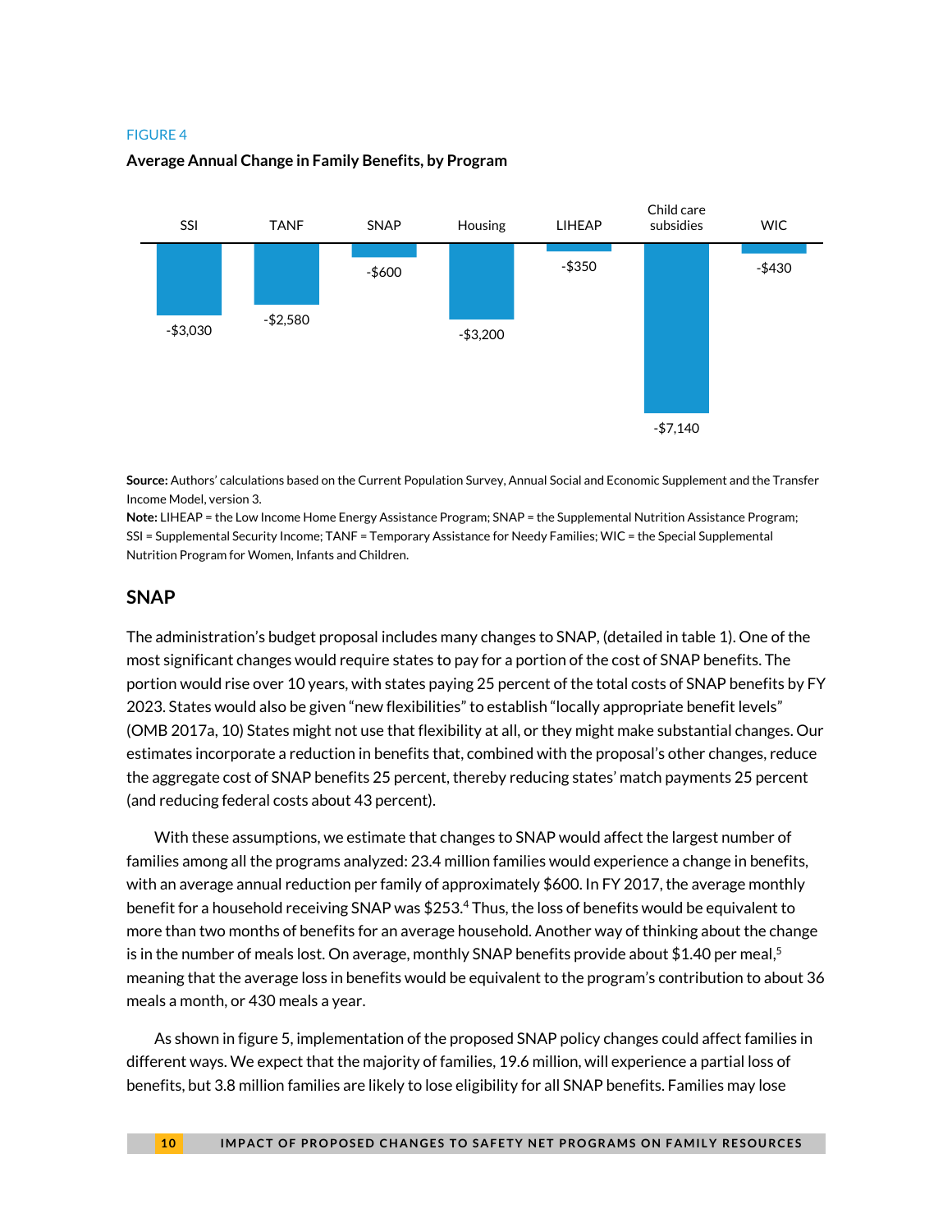FIGURE 4

**Average Annual Change in Family Benefits, by Program**

| SSI | TANF | SNAP | Housing | LIHEAP | Child care subsidies | WIC |
|---|---|---|---|---|---|---|
| -$3,030 | -$2,580 | -$600 | -$3,200 | -$350 | -$7,140 | -$430 |

**Source:** Authors' calculations based on the Current Population Survey, Annual Social and Economic Supplement and the Transfer Income Model, version 3.

**Note:** LIHEAP = the Low Income Home Energy Assistance Program; SNAP = the Supplemental Nutrition Assistance Program; SSI = Supplemental Security Income; TANF = Temporary Assistance for Needy Families; WIC = the Special Supplemental Nutrition Program for Women, Infants and Children.

## SNAP

The administration's budget proposal includes many changes to SNAP, (detailed in table 1). One of the most significant changes would require states to pay for a portion of the cost of SNAP benefits. The portion would rise over 10 years, with states paying 25 percent of the total costs of SNAP benefits by FY 2023. States would also be given "new flexibilities" to establish "locally appropriate benefit levels" (OMB 2017a, 10) States might not use that flexibility at all, or they might make substantial changes. Our estimates incorporate a reduction in benefits that, combined with the proposal's other changes, reduce the aggregate cost of SNAP benefits 25 percent, thereby reducing states' match payments 25 percent (and reducing federal costs about 43 percent).

With these assumptions, we estimate that changes to SNAP would affect the largest number of families among all the programs analyzed: 23.4 million families would experience a change in benefits, with an average annual reduction per family of approximately $600. In FY 2017, the average monthly benefit for a household receiving SNAP was $253.[4] Thus, the loss of benefits would be equivalent to more than two months of benefits for an average household. Another way of thinking about the change is in the number of meals lost. On average, monthly SNAP benefits provide about $1.40 per meal,[5] meaning that the average loss in benefits would be equivalent to the program's contribution to about 36 meals a month, or 430 meals a year.

As shown in figure 5, implementation of the proposed SNAP policy changes could affect families in different ways. We expect that the majority of families, 19.6 million, will experience a partial loss of benefits, but 3.8 million families are likely to lose eligibility for all SNAP benefits. Families may lose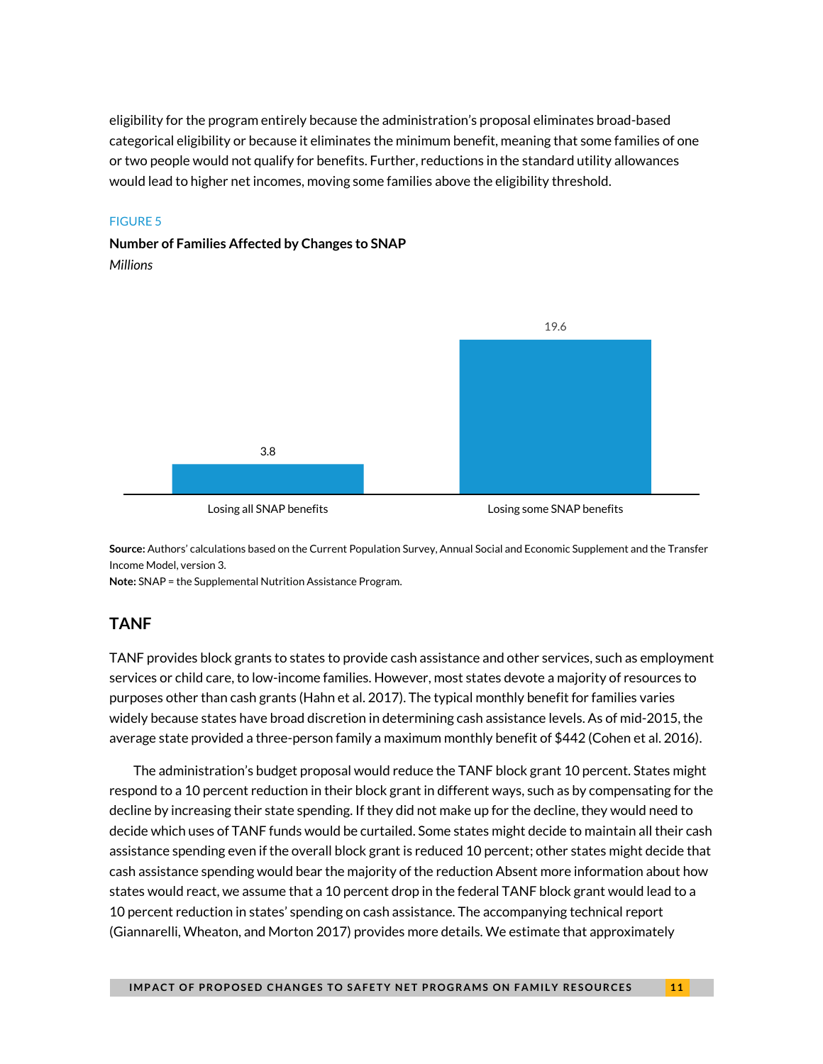eligibility for the program entirely because the administration's proposal eliminates broad-based categorical eligibility or because it eliminates the minimum benefit, meaning that some families of one or two people would not qualify for benefits. Further, reductions in the standard utility allowances would lead to higher net incomes, moving some families above the eligibility threshold.

FIGURE 5

**Number of Families Affected by Changes to SNAP**

*Millions*

| | Millions |
|---|---|
| Losing all SNAP benefits | 3.8 |
| Losing some SNAP benefits | 19.6 |

**Source:** Authors' calculations based on the Current Population Survey, Annual Social and Economic Supplement and the Transfer Income Model, version 3.

**Note:** SNAP = the Supplemental Nutrition Assistance Program.

## TANF

TANF provides block grants to states to provide cash assistance and other services, such as employment services or child care, to low-income families. However, most states devote a majority of resources to purposes other than cash grants (Hahn et al. 2017). The typical monthly benefit for families varies widely because states have broad discretion in determining cash assistance levels. As of mid-2015, the average state provided a three-person family a maximum monthly benefit of $442 (Cohen et al. 2016).

The administration's budget proposal would reduce the TANF block grant 10 percent. States might respond to a 10 percent reduction in their block grant in different ways, such as by compensating for the decline by increasing their state spending. If they did not make up for the decline, they would need to decide which uses of TANF funds would be curtailed. Some states might decide to maintain all their cash assistance spending even if the overall block grant is reduced 10 percent; other states might decide that cash assistance spending would bear the majority of the reduction Absent more information about how states would react, we assume that a 10 percent drop in the federal TANF block grant would lead to a 10 percent reduction in states' spending on cash assistance. The accompanying technical report (Giannarelli, Wheaton, and Morton 2017) provides more details. We estimate that approximately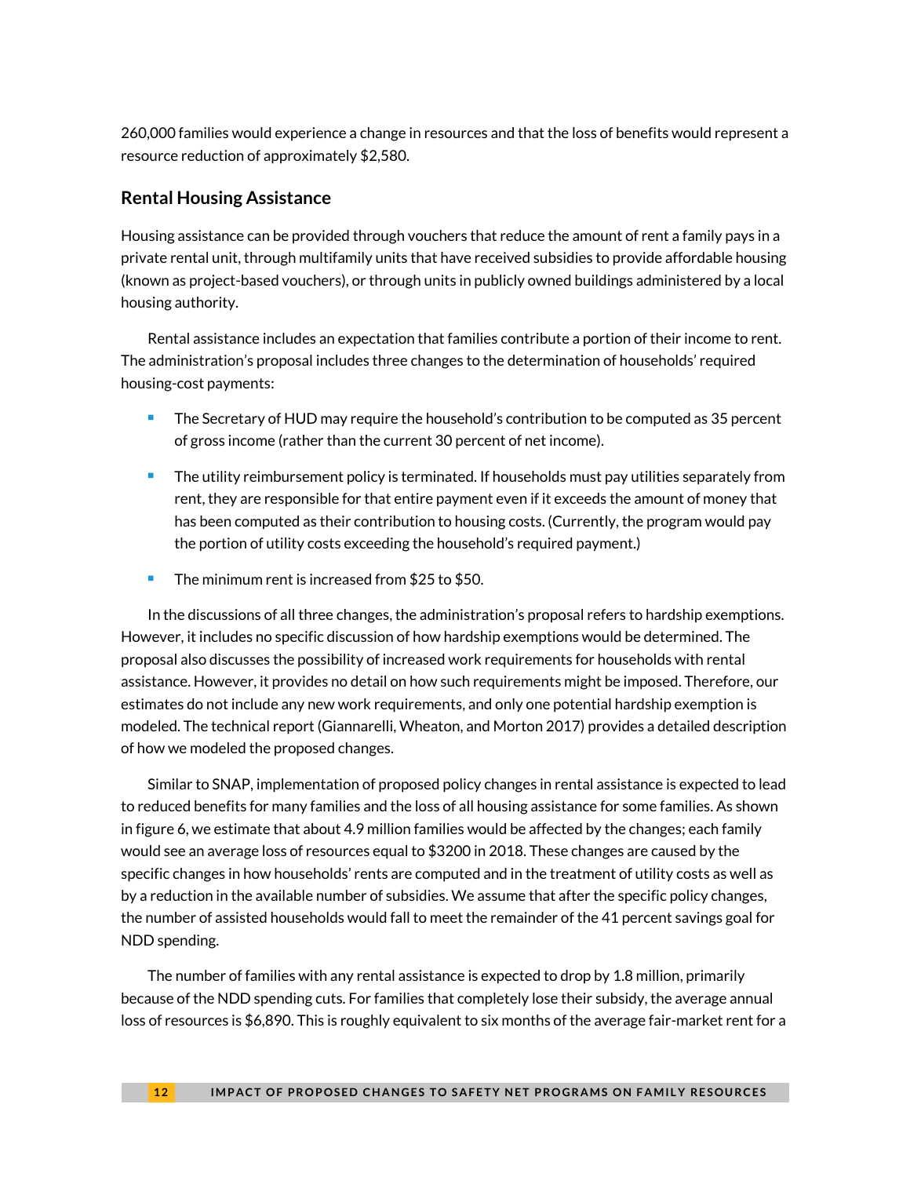260,000 families would experience a change in resources and that the loss of benefits would represent a resource reduction of approximately $2,580.

### Rental Housing Assistance

Housing assistance can be provided through vouchers that reduce the amount of rent a family pays in a private rental unit, through multifamily units that have received subsidies to provide affordable housing (known as project-based vouchers), or through units in publicly owned buildings administered by a local housing authority.

Rental assistance includes an expectation that families contribute a portion of their income to rent. The administration's proposal includes three changes to the determination of households' required housing-cost payments:

- The Secretary of HUD may require the household's contribution to be computed as 35 percent of gross income (rather than the current 30 percent of net income).
- The utility reimbursement policy is terminated. If households must pay utilities separately from rent, they are responsible for that entire payment even if it exceeds the amount of money that has been computed as their contribution to housing costs. (Currently, the program would pay the portion of utility costs exceeding the household's required payment.)
- The minimum rent is increased from $25 to $50.

In the discussions of all three changes, the administration's proposal refers to hardship exemptions. However, it includes no specific discussion of how hardship exemptions would be determined. The proposal also discusses the possibility of increased work requirements for households with rental assistance. However, it provides no detail on how such requirements might be imposed. Therefore, our estimates do not include any new work requirements, and only one potential hardship exemption is modeled. The technical report (Giannarelli, Wheaton, and Morton 2017) provides a detailed description of how we modeled the proposed changes.

Similar to SNAP, implementation of proposed policy changes in rental assistance is expected to lead to reduced benefits for many families and the loss of all housing assistance for some families. As shown in figure 6, we estimate that about 4.9 million families would be affected by the changes; each family would see an average loss of resources equal to $3200 in 2018. These changes are caused by the specific changes in how households' rents are computed and in the treatment of utility costs as well as by a reduction in the available number of subsidies. We assume that after the specific policy changes, the number of assisted households would fall to meet the remainder of the 41 percent savings goal for NDD spending.

The number of families with any rental assistance is expected to drop by 1.8 million, primarily because of the NDD spending cuts. For families that completely lose their subsidy, the average annual loss of resources is $6,890. This is roughly equivalent to six months of the average fair-market rent for a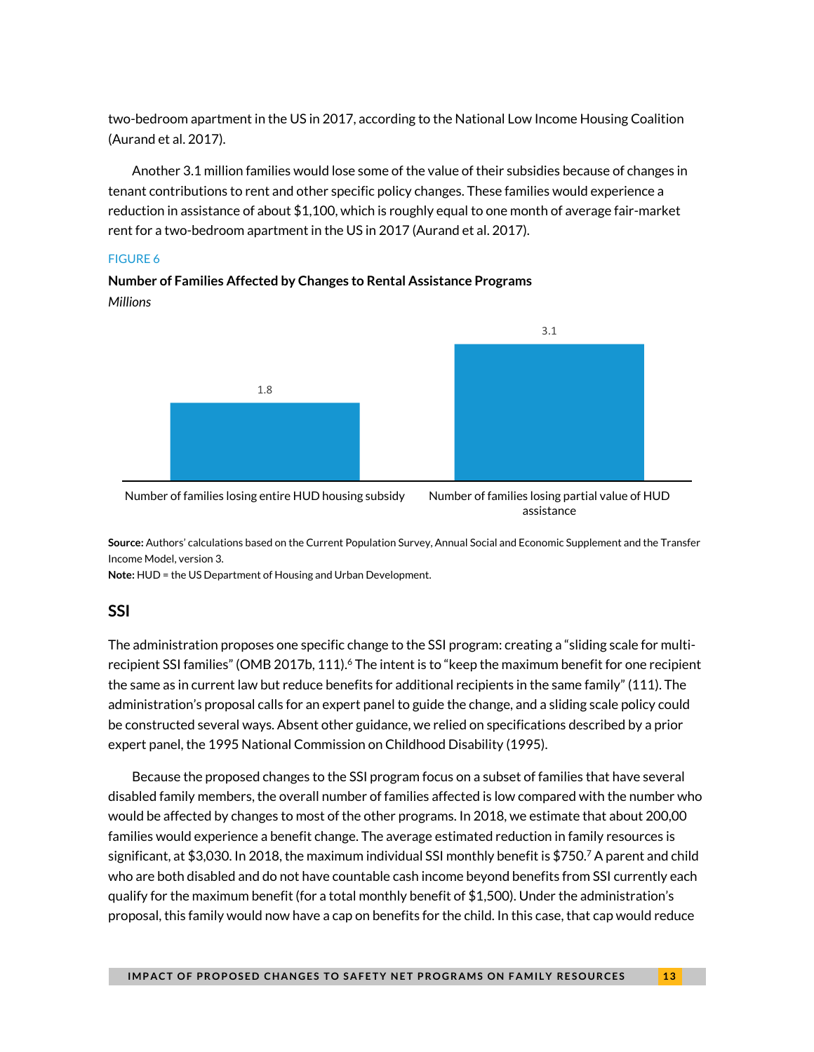two-bedroom apartment in the US in 2017, according to the National Low Income Housing Coalition (Aurand et al. 2017).

Another 3.1 million families would lose some of the value of their subsidies because of changes in tenant contributions to rent and other specific policy changes. These families would experience a reduction in assistance of about $1,100, which is roughly equal to one month of average fair-market rent for a two-bedroom apartment in the US in 2017 (Aurand et al. 2017).

FIGURE 6

**Number of Families Affected by Changes to Rental Assistance Programs**

*Millions*

| | Millions |
|---|---|
| Number of families losing entire HUD housing subsidy | 1.8 |
| Number of families losing partial value of HUD assistance | 3.1 |

**Source:** Authors' calculations based on the Current Population Survey, Annual Social and Economic Supplement and the Transfer Income Model, version 3.

**Note:** HUD = the US Department of Housing and Urban Development.

## SSI

The administration proposes one specific change to the SSI program: creating a "sliding scale for multi-recipient SSI families" (OMB 2017b, 111).[6] The intent is to "keep the maximum benefit for one recipient the same as in current law but reduce benefits for additional recipients in the same family" (111). The administration's proposal calls for an expert panel to guide the change, and a sliding scale policy could be constructed several ways. Absent other guidance, we relied on specifications described by a prior expert panel, the 1995 National Commission on Childhood Disability (1995).

Because the proposed changes to the SSI program focus on a subset of families that have several disabled family members, the overall number of families affected is low compared with the number who would be affected by changes to most of the other programs. In 2018, we estimate that about 200,00 families would experience a benefit change. The average estimated reduction in family resources is significant, at $3,030. In 2018, the maximum individual SSI monthly benefit is $750.[7] A parent and child who are both disabled and do not have countable cash income beyond benefits from SSI currently each qualify for the maximum benefit (for a total monthly benefit of $1,500). Under the administration's proposal, this family would now have a cap on benefits for the child. In this case, that cap would reduce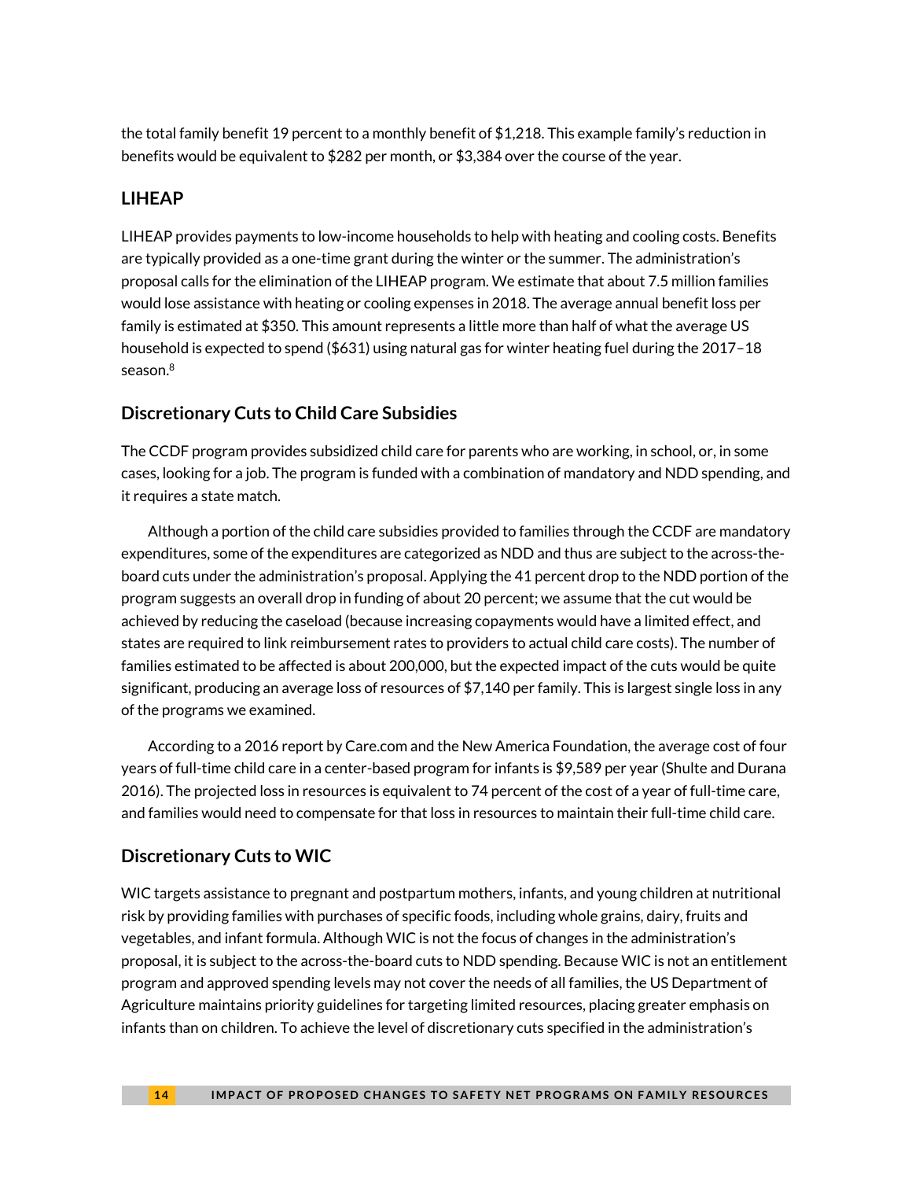the total family benefit 19 percent to a monthly benefit of $1,218. This example family's reduction in benefits would be equivalent to $282 per month, or $3,384 over the course of the year.

### LIHEAP

LIHEAP provides payments to low-income households to help with heating and cooling costs. Benefits are typically provided as a one-time grant during the winter or the summer. The administration's proposal calls for the elimination of the LIHEAP program. We estimate that about 7.5 million families would lose assistance with heating or cooling expenses in 2018. The average annual benefit loss per family is estimated at $350. This amount represents a little more than half of what the average US household is expected to spend ($631) using natural gas for winter heating fuel during the 2017–18 season.[8]

### Discretionary Cuts to Child Care Subsidies

The CCDF program provides subsidized child care for parents who are working, in school, or, in some cases, looking for a job. The program is funded with a combination of mandatory and NDD spending, and it requires a state match.

Although a portion of the child care subsidies provided to families through the CCDF are mandatory expenditures, some of the expenditures are categorized as NDD and thus are subject to the across-the-board cuts under the administration's proposal. Applying the 41 percent drop to the NDD portion of the program suggests an overall drop in funding of about 20 percent; we assume that the cut would be achieved by reducing the caseload (because increasing copayments would have a limited effect, and states are required to link reimbursement rates to providers to actual child care costs). The number of families estimated to be affected is about 200,000, but the expected impact of the cuts would be quite significant, producing an average loss of resources of $7,140 per family. This is largest single loss in any of the programs we examined.

According to a 2016 report by Care.com and the New America Foundation, the average cost of four years of full-time child care in a center-based program for infants is $9,589 per year (Shulte and Durana 2016). The projected loss in resources is equivalent to 74 percent of the cost of a year of full-time care, and families would need to compensate for that loss in resources to maintain their full-time child care.

### Discretionary Cuts to WIC

WIC targets assistance to pregnant and postpartum mothers, infants, and young children at nutritional risk by providing families with purchases of specific foods, including whole grains, dairy, fruits and vegetables, and infant formula. Although WIC is not the focus of changes in the administration's proposal, it is subject to the across-the-board cuts to NDD spending. Because WIC is not an entitlement program and approved spending levels may not cover the needs of all families, the US Department of Agriculture maintains priority guidelines for targeting limited resources, placing greater emphasis on infants than on children. To achieve the level of discretionary cuts specified in the administration's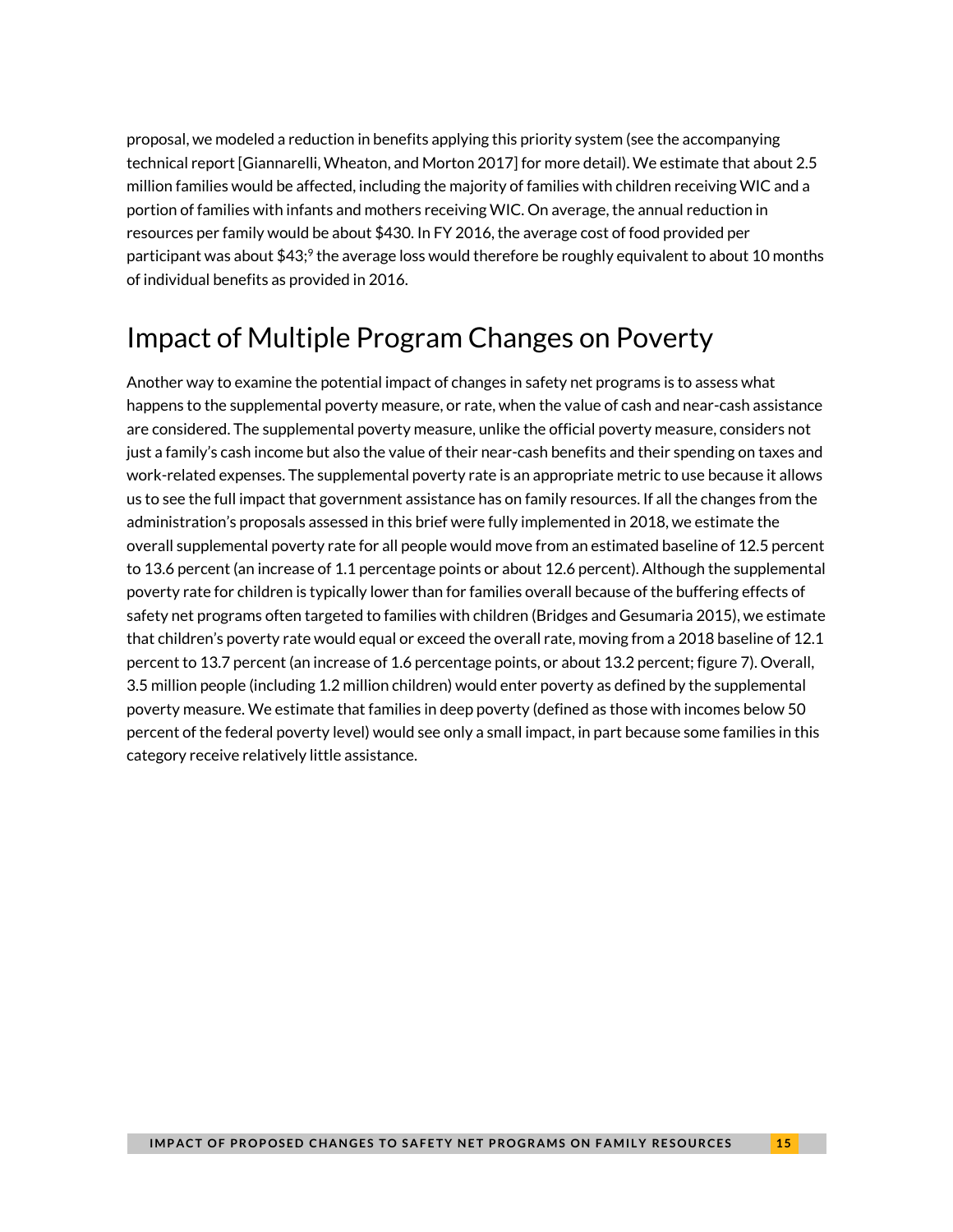proposal, we modeled a reduction in benefits applying this priority system (see the accompanying technical report [Giannarelli, Wheaton, and Morton 2017] for more detail). We estimate that about 2.5 million families would be affected, including the majority of families with children receiving WIC and a portion of families with infants and mothers receiving WIC. On average, the annual reduction in resources per family would be about $430. In FY 2016, the average cost of food provided per participant was about $43;[9] the average loss would therefore be roughly equivalent to about 10 months of individual benefits as provided in 2016.

## Impact of Multiple Program Changes on Poverty

Another way to examine the potential impact of changes in safety net programs is to assess what happens to the supplemental poverty measure, or rate, when the value of cash and near-cash assistance are considered. The supplemental poverty measure, unlike the official poverty measure, considers not just a family's cash income but also the value of their near-cash benefits and their spending on taxes and work-related expenses. The supplemental poverty rate is an appropriate metric to use because it allows us to see the full impact that government assistance has on family resources. If all the changes from the administration's proposals assessed in this brief were fully implemented in 2018, we estimate the overall supplemental poverty rate for all people would move from an estimated baseline of 12.5 percent to 13.6 percent (an increase of 1.1 percentage points or about 12.6 percent). Although the supplemental poverty rate for children is typically lower than for families overall because of the buffering effects of safety net programs often targeted to families with children (Bridges and Gesumaria 2015), we estimate that children's poverty rate would equal or exceed the overall rate, moving from a 2018 baseline of 12.1 percent to 13.7 percent (an increase of 1.6 percentage points, or about 13.2 percent; figure 7). Overall, 3.5 million people (including 1.2 million children) would enter poverty as defined by the supplemental poverty measure. We estimate that families in deep poverty (defined as those with incomes below 50 percent of the federal poverty level) would see only a small impact, in part because some families in this category receive relatively little assistance.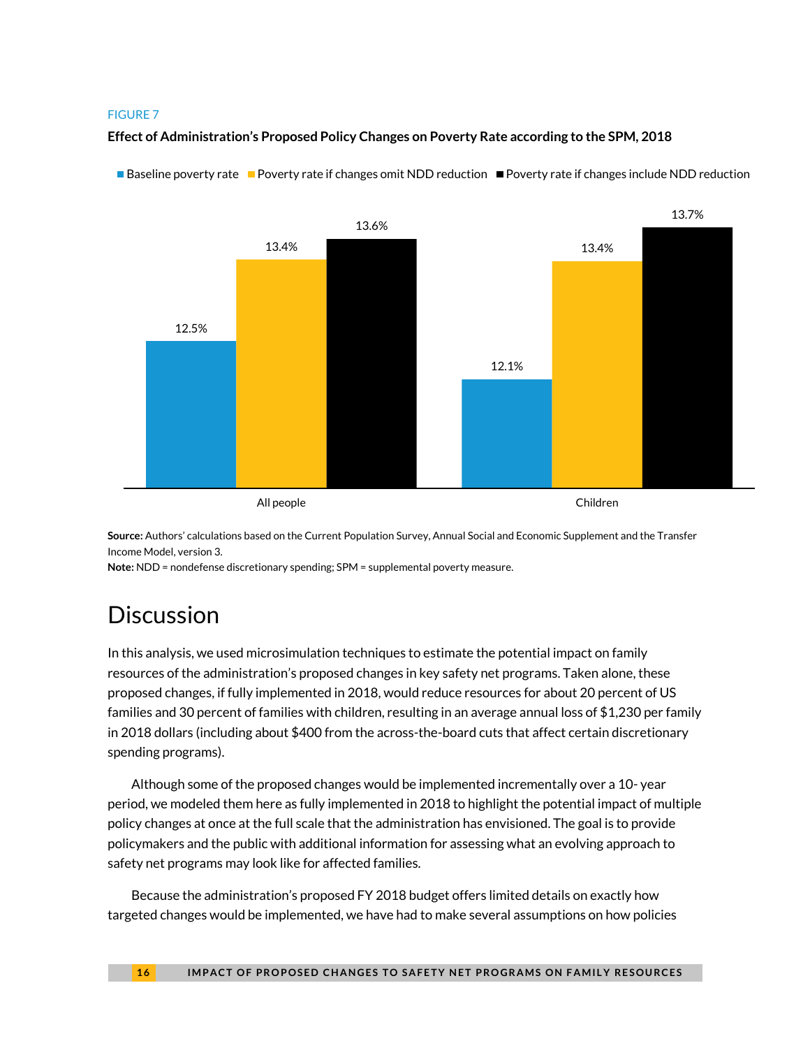FIGURE 7

**Effect of Administration's Proposed Policy Changes on Poverty Rate according to the SPM, 2018**

| | Baseline poverty rate | Poverty rate if changes omit NDD reduction | Poverty rate if changes include NDD reduction |
|---|---|---|---|
| All people | 12.5% | 13.4% | 13.6% |
| Children | 12.1% | 13.4% | 13.7% |

**Source:** Authors' calculations based on the Current Population Survey, Annual Social and Economic Supplement and the Transfer Income Model, version 3.
**Note:** NDD = nondefense discretionary spending; SPM = supplemental poverty measure.

# Discussion

In this analysis, we used microsimulation techniques to estimate the potential impact on family resources of the administration's proposed changes in key safety net programs. Taken alone, these proposed changes, if fully implemented in 2018, would reduce resources for about 20 percent of US families and 30 percent of families with children, resulting in an average annual loss of $1,230 per family in 2018 dollars (including about $400 from the across-the-board cuts that affect certain discretionary spending programs).

Although some of the proposed changes would be implemented incrementally over a 10- year period, we modeled them here as fully implemented in 2018 to highlight the potential impact of multiple policy changes at once at the full scale that the administration has envisioned. The goal is to provide policymakers and the public with additional information for assessing what an evolving approach to safety net programs may look like for affected families.

Because the administration's proposed FY 2018 budget offers limited details on exactly how targeted changes would be implemented, we have had to make several assumptions on how policies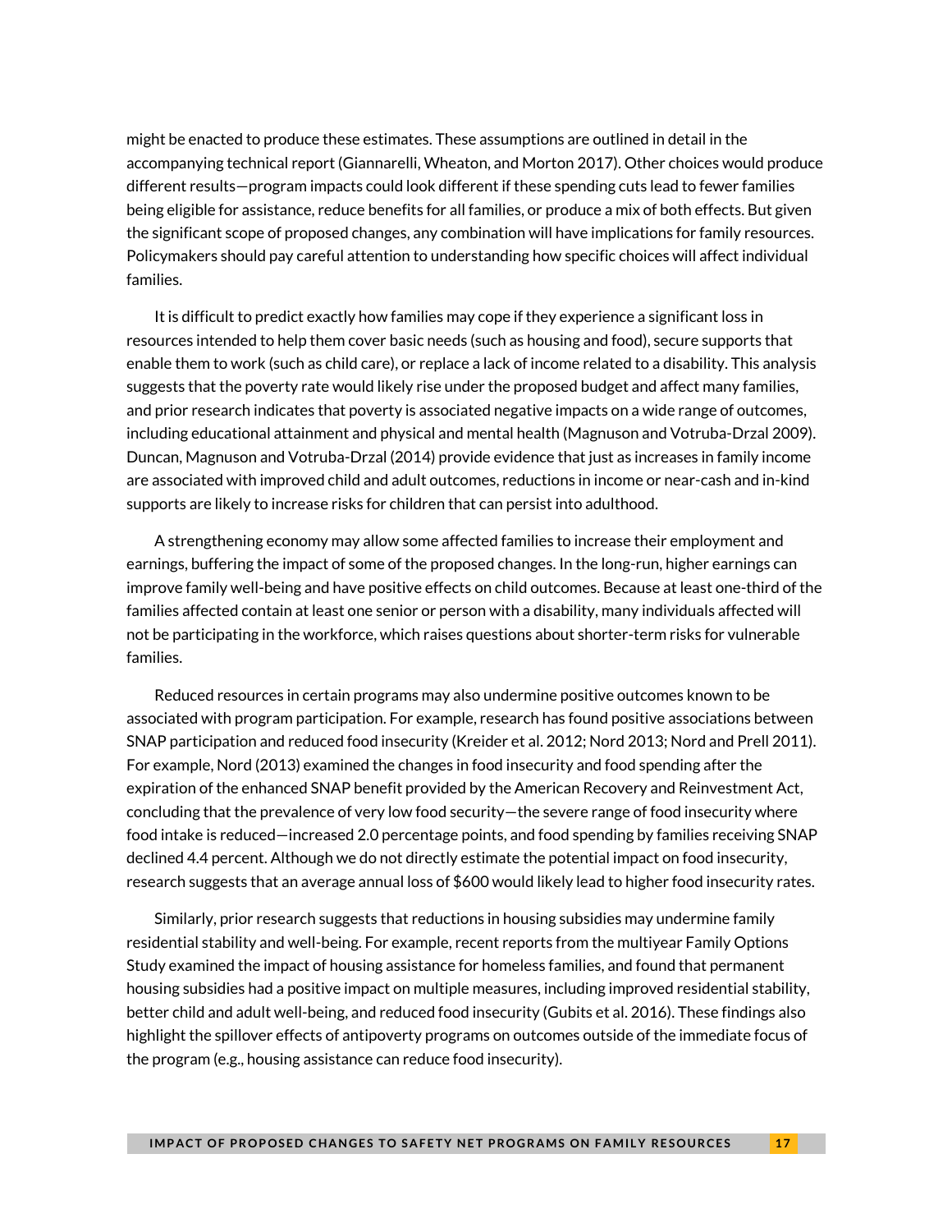might be enacted to produce these estimates. These assumptions are outlined in detail in the accompanying technical report (Giannarelli, Wheaton, and Morton 2017). Other choices would produce different results—program impacts could look different if these spending cuts lead to fewer families being eligible for assistance, reduce benefits for all families, or produce a mix of both effects. But given the significant scope of proposed changes, any combination will have implications for family resources. Policymakers should pay careful attention to understanding how specific choices will affect individual families.

It is difficult to predict exactly how families may cope if they experience a significant loss in resources intended to help them cover basic needs (such as housing and food), secure supports that enable them to work (such as child care), or replace a lack of income related to a disability. This analysis suggests that the poverty rate would likely rise under the proposed budget and affect many families, and prior research indicates that poverty is associated negative impacts on a wide range of outcomes, including educational attainment and physical and mental health (Magnuson and Votruba-Drzal 2009). Duncan, Magnuson and Votruba-Drzal (2014) provide evidence that just as increases in family income are associated with improved child and adult outcomes, reductions in income or near-cash and in-kind supports are likely to increase risks for children that can persist into adulthood.

A strengthening economy may allow some affected families to increase their employment and earnings, buffering the impact of some of the proposed changes. In the long-run, higher earnings can improve family well-being and have positive effects on child outcomes. Because at least one-third of the families affected contain at least one senior or person with a disability, many individuals affected will not be participating in the workforce, which raises questions about shorter-term risks for vulnerable families.

Reduced resources in certain programs may also undermine positive outcomes known to be associated with program participation. For example, research has found positive associations between SNAP participation and reduced food insecurity (Kreider et al. 2012; Nord 2013; Nord and Prell 2011). For example, Nord (2013) examined the changes in food insecurity and food spending after the expiration of the enhanced SNAP benefit provided by the American Recovery and Reinvestment Act, concluding that the prevalence of very low food security—the severe range of food insecurity where food intake is reduced—increased 2.0 percentage points, and food spending by families receiving SNAP declined 4.4 percent. Although we do not directly estimate the potential impact on food insecurity, research suggests that an average annual loss of $600 would likely lead to higher food insecurity rates.

Similarly, prior research suggests that reductions in housing subsidies may undermine family residential stability and well-being. For example, recent reports from the multiyear Family Options Study examined the impact of housing assistance for homeless families, and found that permanent housing subsidies had a positive impact on multiple measures, including improved residential stability, better child and adult well-being, and reduced food insecurity (Gubits et al. 2016). These findings also highlight the spillover effects of antipoverty programs on outcomes outside of the immediate focus of the program (e.g., housing assistance can reduce food insecurity).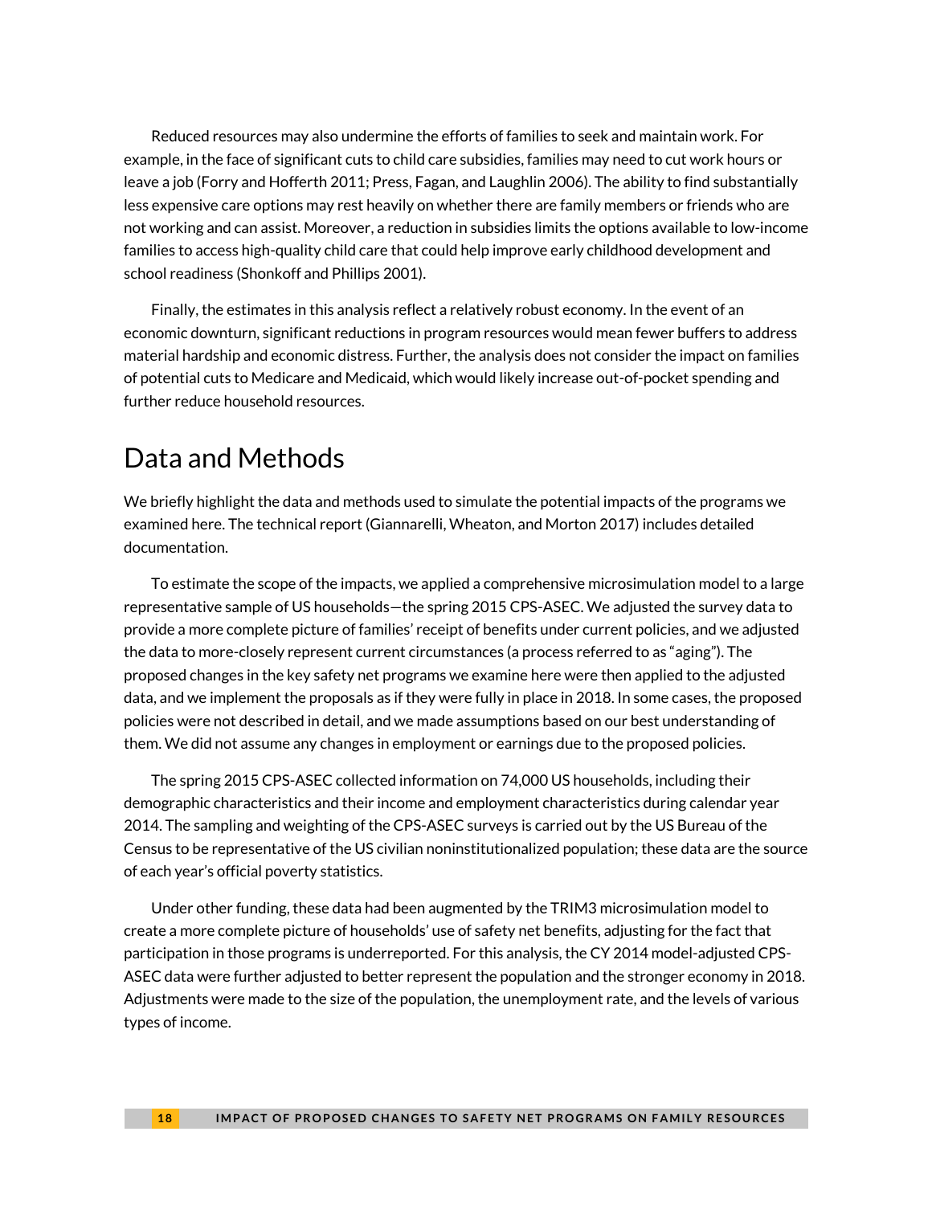Reduced resources may also undermine the efforts of families to seek and maintain work. For example, in the face of significant cuts to child care subsidies, families may need to cut work hours or leave a job (Forry and Hofferth 2011; Press, Fagan, and Laughlin 2006). The ability to find substantially less expensive care options may rest heavily on whether there are family members or friends who are not working and can assist. Moreover, a reduction in subsidies limits the options available to low-income families to access high-quality child care that could help improve early childhood development and school readiness (Shonkoff and Phillips 2001).

Finally, the estimates in this analysis reflect a relatively robust economy. In the event of an economic downturn, significant reductions in program resources would mean fewer buffers to address material hardship and economic distress. Further, the analysis does not consider the impact on families of potential cuts to Medicare and Medicaid, which would likely increase out-of-pocket spending and further reduce household resources.

# Data and Methods

We briefly highlight the data and methods used to simulate the potential impacts of the programs we examined here. The technical report (Giannarelli, Wheaton, and Morton 2017) includes detailed documentation.

To estimate the scope of the impacts, we applied a comprehensive microsimulation model to a large representative sample of US households—the spring 2015 CPS-ASEC. We adjusted the survey data to provide a more complete picture of families' receipt of benefits under current policies, and we adjusted the data to more-closely represent current circumstances (a process referred to as "aging"). The proposed changes in the key safety net programs we examine here were then applied to the adjusted data, and we implement the proposals as if they were fully in place in 2018. In some cases, the proposed policies were not described in detail, and we made assumptions based on our best understanding of them. We did not assume any changes in employment or earnings due to the proposed policies.

The spring 2015 CPS-ASEC collected information on 74,000 US households, including their demographic characteristics and their income and employment characteristics during calendar year 2014. The sampling and weighting of the CPS-ASEC surveys is carried out by the US Bureau of the Census to be representative of the US civilian noninstitutionalized population; these data are the source of each year's official poverty statistics.

Under other funding, these data had been augmented by the TRIM3 microsimulation model to create a more complete picture of households' use of safety net benefits, adjusting for the fact that participation in those programs is underreported. For this analysis, the CY 2014 model-adjusted CPS-ASEC data were further adjusted to better represent the population and the stronger economy in 2018. Adjustments were made to the size of the population, the unemployment rate, and the levels of various types of income.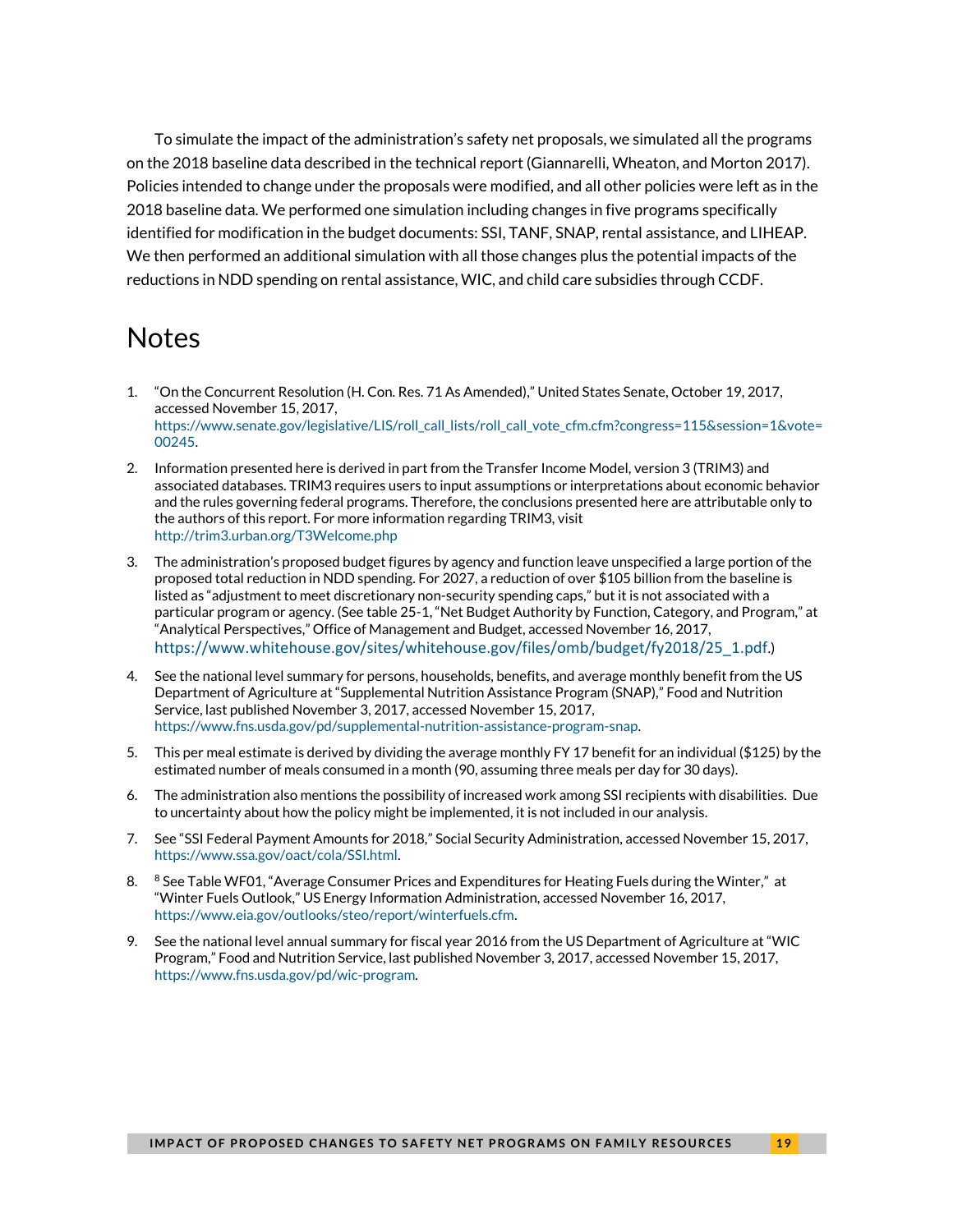To simulate the impact of the administration's safety net proposals, we simulated all the programs on the 2018 baseline data described in the technical report (Giannarelli, Wheaton, and Morton 2017). Policies intended to change under the proposals were modified, and all other policies were left as in the 2018 baseline data. We performed one simulation including changes in five programs specifically identified for modification in the budget documents: SSI, TANF, SNAP, rental assistance, and LIHEAP. We then performed an additional simulation with all those changes plus the potential impacts of the reductions in NDD spending on rental assistance, WIC, and child care subsidies through CCDF.

# Notes

1. "On the Concurrent Resolution (H. Con. Res. 71 As Amended)," United States Senate, October 19, 2017, accessed November 15, 2017, https://www.senate.gov/legislative/LIS/roll_call_lists/roll_call_vote_cfm.cfm?congress=115&session=1&vote=00245.

2. Information presented here is derived in part from the Transfer Income Model, version 3 (TRIM3) and associated databases. TRIM3 requires users to input assumptions or interpretations about economic behavior and the rules governing federal programs. Therefore, the conclusions presented here are attributable only to the authors of this report. For more information regarding TRIM3, visit http://trim3.urban.org/T3Welcome.php

3. The administration's proposed budget figures by agency and function leave unspecified a large portion of the proposed total reduction in NDD spending. For 2027, a reduction of over $105 billion from the baseline is listed as "adjustment to meet discretionary non-security spending caps," but it is not associated with a particular program or agency. (See table 25-1, "Net Budget Authority by Function, Category, and Program," at "Analytical Perspectives," Office of Management and Budget, accessed November 16, 2017, https://www.whitehouse.gov/sites/whitehouse.gov/files/omb/budget/fy2018/25_1.pdf.)

4. See the national level summary for persons, households, benefits, and average monthly benefit from the US Department of Agriculture at "Supplemental Nutrition Assistance Program (SNAP)," Food and Nutrition Service, last published November 3, 2017, accessed November 15, 2017, https://www.fns.usda.gov/pd/supplemental-nutrition-assistance-program-snap.

5. This per meal estimate is derived by dividing the average monthly FY 17 benefit for an individual ($125) by the estimated number of meals consumed in a month (90, assuming three meals per day for 30 days).

6. The administration also mentions the possibility of increased work among SSI recipients with disabilities. Due to uncertainty about how the policy might be implemented, it is not included in our analysis.

7. See "SSI Federal Payment Amounts for 2018," Social Security Administration, accessed November 15, 2017, https://www.ssa.gov/oact/cola/SSI.html.

8. [8] See Table WF01, "Average Consumer Prices and Expenditures for Heating Fuels during the Winter," at "Winter Fuels Outlook," US Energy Information Administration, accessed November 16, 2017, https://www.eia.gov/outlooks/steo/report/winterfuels.cfm.

9. See the national level annual summary for fiscal year 2016 from the US Department of Agriculture at "WIC Program," Food and Nutrition Service, last published November 3, 2017, accessed November 15, 2017, https://www.fns.usda.gov/pd/wic-program.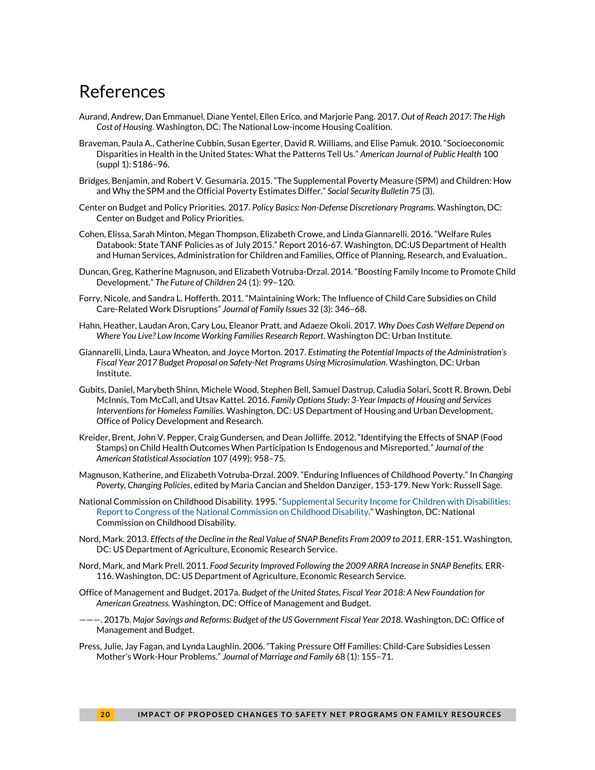# References

Aurand, Andrew, Dan Emmanuel, Diane Yentel, Ellen Errico, and Marjorie Pang. 2017. *Out of Reach 2017: The High Cost of Housing*. Washington, DC: The National Low-income Housing Coalition.

Braveman, Paula A., Catherine Cubbin, Susan Egerter, David R. Williams, and Elise Pamuk. 2010. "Socioeconomic Disparities in Health in the United States: What the Patterns Tell Us." *American Journal of Public Health* 100 (suppl 1): S186–96.

Bridges, Benjamin, and Robert V. Gesumaria. 2015. "The Supplemental Poverty Measure (SPM) and Children: How and Why the SPM and the Official Poverty Estimates Differ." *Social Security Bulletin* 75 (3).

Center on Budget and Policy Priorities. 2017. *Policy Basics: Non-Defense Discretionary Programs.* Washington, DC: Center on Budget and Policy Priorities.

Cohen, Elissa, Sarah Minton, Megan Thompson, Elizabeth Crowe, and Linda Giannarelli. 2016. "Welfare Rules Databook: State TANF Policies as of July 2015." Report 2016-67. Washington, DC:US Department of Health and Human Services, Administration for Children and Families, Office of Planning, Research, and Evaluation..

Duncan, Greg, Katherine Magnuson, and Elizabeth Votruba-Drzal. 2014. "Boosting Family Income to Promote Child Development." *The Future of Children* 24 (1): 99–120.

Forry, Nicole, and Sandra L. Hofferth. 2011. "Maintaining Work: The Influence of Child Care Subsidies on Child Care-Related Work Disruptions" *Journal of Family Issues* 32 (3): 346–68.

Hahn, Heather, Laudan Aron, Cary Lou, Eleanor Pratt, and Adaeze Okoli. 2017. *Why Does Cash Welfare Depend on Where You Live? Low Income Working Families Research Report*. Washington DC: Urban Institute.

Giannarelli, Linda, Laura Wheaton, and Joyce Morton. 2017. *Estimating the Potential Impacts of the Administration's Fiscal Year 2017 Budget Proposal on Safety-Net Programs Using Microsimulation*. Washington, DC: Urban Institute.

Gubits, Daniel, Marybeth Shinn, Michele Wood, Stephen Bell, Samuel Dastrup, Caludia Solari, Scott R. Brown, Debi McInnis, Tom McCall, and Utsav Kattel. 2016. *Family Options Study: 3-Year Impacts of Housing and Services Interventions for Homeless Families.* Washington, DC: US Department of Housing and Urban Development, Office of Policy Development and Research.

Kreider, Brent, John V. Pepper, Craig Gundersen, and Dean Jolliffe. 2012. "Identifying the Effects of SNAP (Food Stamps) on Child Health Outcomes When Participation Is Endogenous and Misreported." *Journal of the American Statistical Association* 107 (499): 958–75.

Magnuson, Katherine, and Elizabeth Votruba-Drzal. 2009. "Enduring Influences of Childhood Poverty." In *Changing Poverty, Changing Policies*, edited by Maria Cancian and Sheldon Danziger, 153-179. New York: Russell Sage.

National Commission on Childhood Disability. 1995. "Supplemental Security Income for Children with Disabilities: Report to Congress of the National Commission on Childhood Disability." Washington, DC: National Commission on Childhood Disability.

Nord, Mark. 2013. *Effects of the Decline in the Real Value of SNAP Benefits From 2009 to 2011*. ERR-151. Washington, DC: US Department of Agriculture, Economic Research Service.

Nord, Mark, and Mark Prell. 2011. *Food Security Improved Following the 2009 ARRA Increase in SNAP Benefits.* ERR-116. Washington, DC: US Department of Agriculture, Economic Research Service.

Office of Management and Budget. 2017a. *Budget of the United States, Fiscal Year 2018: A New Foundation for American Greatness.* Washington, DC: Office of Management and Budget.

———. 2017b. *Major Savings and Reforms: Budget of the US Government Fiscal Year 2018*. Washington, DC: Office of Management and Budget.

Press, Julie, Jay Fagan, and Lynda Laughlin. 2006. "Taking Pressure Off Families: Child-Care Subsidies Lessen Mother's Work-Hour Problems." *Journal of Marriage and Family* 68 (1): 155–71.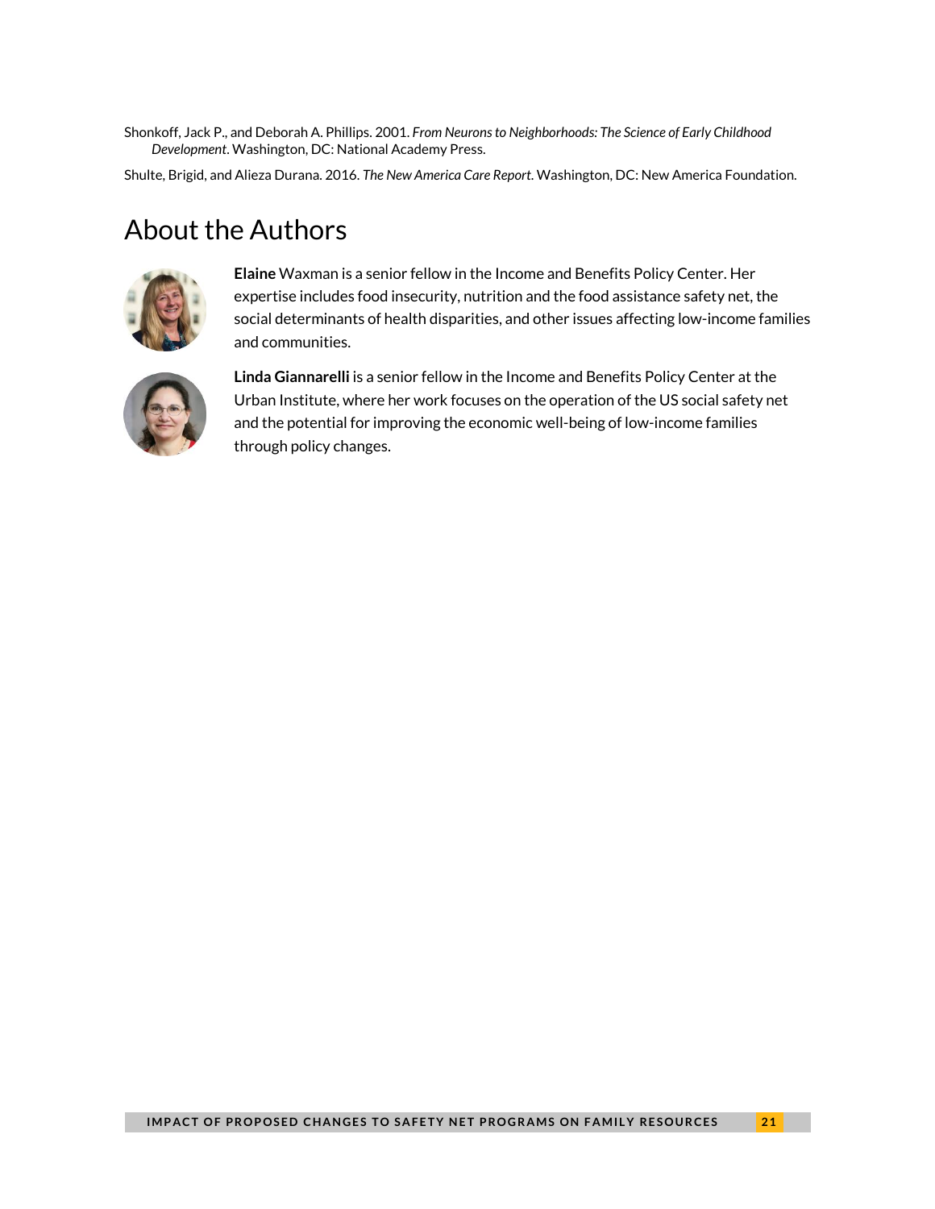Shonkoff, Jack P., and Deborah A. Phillips. 2001. *From Neurons to Neighborhoods: The Science of Early Childhood Development*. Washington, DC: National Academy Press.

Shulte, Brigid, and Alieza Durana. 2016. *The New America Care Report.* Washington, DC: New America Foundation.

# About the Authors

**Elaine** Waxman is a senior fellow in the Income and Benefits Policy Center. Her expertise includes food insecurity, nutrition and the food assistance safety net, the social determinants of health disparities, and other issues affecting low-income families and communities.

**Linda Giannarelli** is a senior fellow in the Income and Benefits Policy Center at the Urban Institute, where her work focuses on the operation of the US social safety net and the potential for improving the economic well-being of low-income families through policy changes.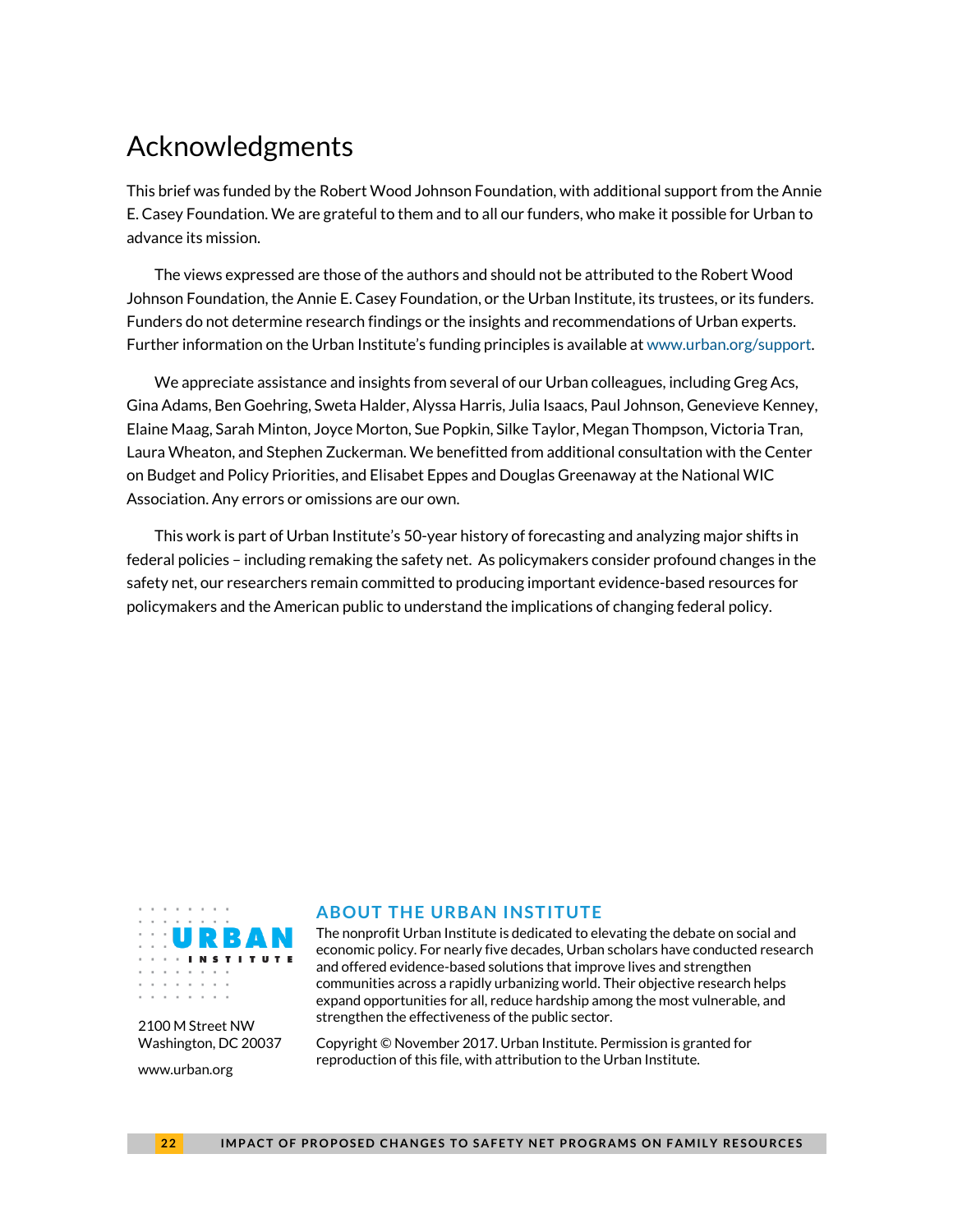# Acknowledgments

This brief was funded by the Robert Wood Johnson Foundation, with additional support from the Annie E. Casey Foundation. We are grateful to them and to all our funders, who make it possible for Urban to advance its mission.

The views expressed are those of the authors and should not be attributed to the Robert Wood Johnson Foundation, the Annie E. Casey Foundation, or the Urban Institute, its trustees, or its funders. Funders do not determine research findings or the insights and recommendations of Urban experts. Further information on the Urban Institute's funding principles is available at www.urban.org/support.

We appreciate assistance and insights from several of our Urban colleagues, including Greg Acs, Gina Adams, Ben Goehring, Sweta Halder, Alyssa Harris, Julia Isaacs, Paul Johnson, Genevieve Kenney, Elaine Maag, Sarah Minton, Joyce Morton, Sue Popkin, Silke Taylor, Megan Thompson, Victoria Tran, Laura Wheaton, and Stephen Zuckerman. We benefitted from additional consultation with the Center on Budget and Policy Priorities, and Elisabet Eppes and Douglas Greenaway at the National WIC Association. Any errors or omissions are our own.

This work is part of Urban Institute's 50-year history of forecasting and analyzing major shifts in federal policies – including remaking the safety net. As policymakers consider profound changes in the safety net, our researchers remain committed to producing important evidence-based resources for policymakers and the American public to understand the implications of changing federal policy.

URBAN INSTITUTE

2100 M Street NW
Washington, DC 20037

www.urban.org

## ABOUT THE URBAN INSTITUTE

The nonprofit Urban Institute is dedicated to elevating the debate on social and economic policy. For nearly five decades, Urban scholars have conducted research and offered evidence-based solutions that improve lives and strengthen communities across a rapidly urbanizing world. Their objective research helps expand opportunities for all, reduce hardship among the most vulnerable, and strengthen the effectiveness of the public sector.

Copyright © November 2017. Urban Institute. Permission is granted for reproduction of this file, with attribution to the Urban Institute.